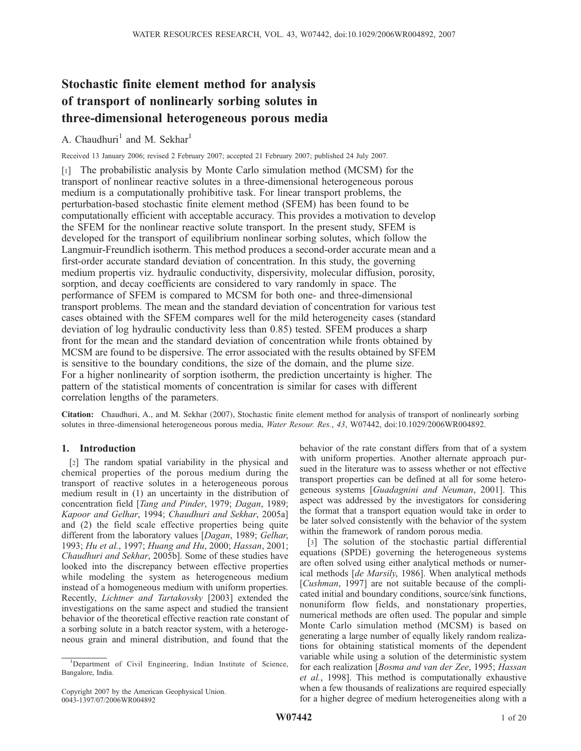# Stochastic finite element method for analysis of transport of nonlinearly sorbing solutes in three-dimensional heterogeneous porous media

A. Chaudhuri[1] and M. Sekhar[1]

Received 13 January 2006; revised 2 February 2007; accepted 21 February 2007; published 24 July 2007.

[1] The probabilistic analysis by Monte Carlo simulation method (MCSM) for the transport of nonlinear reactive solutes in a three-dimensional heterogeneous porous medium is a computationally prohibitive task. For linear transport problems, the perturbation-based stochastic finite element method (SFEM) has been found to be computationally efficient with acceptable accuracy. This provides a motivation to develop the SFEM for the nonlinear reactive solute transport. In the present study, SFEM is developed for the transport of equilibrium nonlinear sorbing solutes, which follow the Langmuir-Freundlich isotherm. This method produces a second-order accurate mean and a first-order accurate standard deviation of concentration. In this study, the governing medium propertis viz. hydraulic conductivity, dispersivity, molecular diffusion, porosity, sorption, and decay coefficients are considered to vary randomly in space. The performance of SFEM is compared to MCSM for both one- and three-dimensional transport problems. The mean and the standard deviation of concentration for various test cases obtained with the SFEM compares well for the mild heterogeneity cases (standard deviation of log hydraulic conductivity less than 0.85) tested. SFEM produces a sharp front for the mean and the standard deviation of concentration while fronts obtained by MCSM are found to be dispersive. The error associated with the results obtained by SFEM is sensitive to the boundary conditions, the size of the domain, and the plume size. For a higher nonlinearity of sorption isotherm, the prediction uncertainty is higher. The pattern of the statistical moments of concentration is similar for cases with different correlation lengths of the parameters.

**Citation:** Chaudhuri, A., and M. Sekhar (2007), Stochastic finite element method for analysis of transport of nonlinearly sorbing solutes in three-dimensional heterogeneous porous media, *Water Resour. Res.*, *43*, W07442, doi:10.1029/2006WR004892.

## 1. Introduction

[2] The random spatial variability in the physical and chemical properties of the porous medium during the transport of reactive solutes in a heterogeneous porous medium result in (1) an uncertainty in the distribution of concentration field [*Tang and Pinder*, 1979; *Dagan*, 1989; *Kapoor and Gelhar*, 1994; *Chaudhuri and Sekhar*, 2005a] and (2) the field scale effective properties being quite different from the laboratory values [*Dagan*, 1989; *Gelhar*, 1993; *Hu et al.*, 1997; *Huang and Hu*, 2000; *Hassan*, 2001; *Chaudhuri and Sekhar*, 2005b]. Some of these studies have looked into the discrepancy between effective properties while modeling the system as heterogeneous medium instead of a homogeneous medium with uniform properties. Recently, *Lichtner and Tartakovsky* [2003] extended the investigations on the same aspect and studied the transient behavior of the theoretical effective reaction rate constant of a sorbing solute in a batch reactor system, with a heterogeneous grain and mineral distribution, and found that the behavior of the rate constant differs from that of a system with uniform properties. Another alternate approach pursued in the literature was to assess whether or not effective transport properties can be defined at all for some heterogeneous systems [*Guadagnini and Neuman*, 2001]. This aspect was addressed by the investigators for considering the format that a transport equation would take in order to be later solved consistently with the behavior of the system within the framework of random porous media.

[3] The solution of the stochastic partial differential equations (SPDE) governing the heterogeneous systems are often solved using either analytical methods or numerical methods [*de Marsily*, 1986]. When analytical methods [*Cushman*, 1997] are not suitable because of the complicated initial and boundary conditions, source/sink functions, nonuniform flow fields, and nonstationary properties, numerical methods are often used. The popular and simple Monte Carlo simulation method (MCSM) is based on generating a large number of equally likely random realizations for obtaining statistical moments of the dependent variable while using a solution of the deterministic system for each realization [*Bosma and van der Zee*, 1995; *Hassan et al.*, 1998]. This method is computationally exhaustive when a few thousands of realizations are required especially for a higher degree of medium heterogeneities along with a

[1]Department of Civil Engineering, Indian Institute of Science, Bangalore, India.

Copyright 2007 by the American Geophysical Union.
0043-1397/07/2006WR004892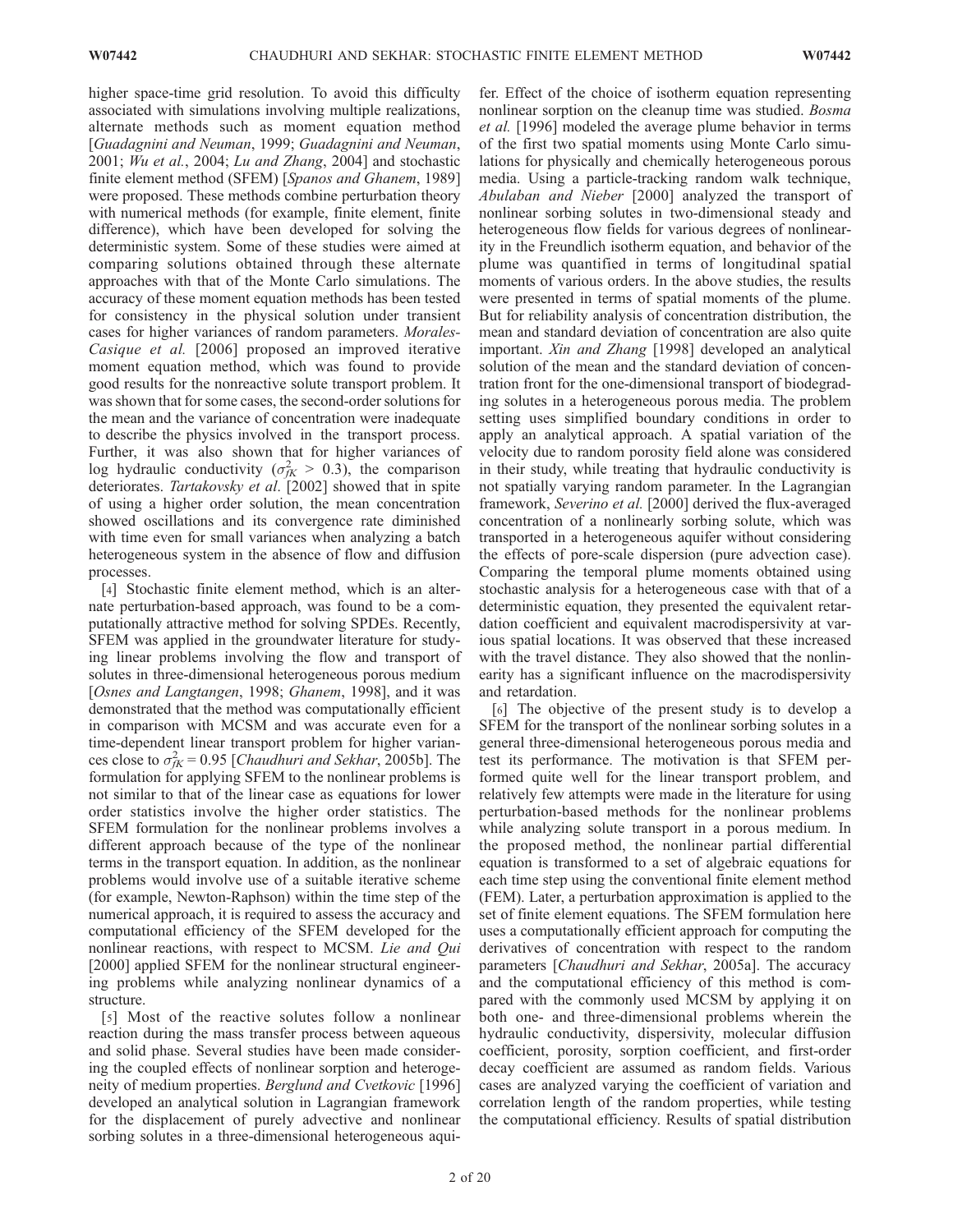higher space-time grid resolution. To avoid this difficulty associated with simulations involving multiple realizations, alternate methods such as moment equation method [*Guadagnini and Neuman*, 1999; *Guadagnini and Neuman*, 2001; *Wu et al.*, 2004; *Lu and Zhang*, 2004] and stochastic finite element method (SFEM) [*Spanos and Ghanem*, 1989] were proposed. These methods combine perturbation theory with numerical methods (for example, finite element, finite difference), which have been developed for solving the deterministic system. Some of these studies were aimed at comparing solutions obtained through these alternate approaches with that of the Monte Carlo simulations. The accuracy of these moment equation methods has been tested for consistency in the physical solution under transient cases for higher variances of random parameters. *Morales-Casique et al.* [2006] proposed an improved iterative moment equation method, which was found to provide good results for the nonreactive solute transport problem. It was shown that for some cases, the second-order solutions for the mean and the variance of concentration were inadequate to describe the physics involved in the transport process. Further, it was also shown that for higher variances of log hydraulic conductivity ($\sigma_{fK}^2 > 0.3$), the comparison deteriorates. *Tartakovsky et al.* [2002] showed that in spite of using a higher order solution, the mean concentration showed oscillations and its convergence rate diminished with time even for small variances when analyzing a batch heterogeneous system in the absence of flow and diffusion processes.

[4] Stochastic finite element method, which is an alternate perturbation-based approach, was found to be a computationally attractive method for solving SPDEs. Recently, SFEM was applied in the groundwater literature for studying linear problems involving the flow and transport of solutes in three-dimensional heterogeneous porous medium [*Osnes and Langtangen*, 1998; *Ghanem*, 1998], and it was demonstrated that the method was computationally efficient in comparison with MCSM and was accurate even for a time-dependent linear transport problem for higher variances close to $\sigma_{fK}^2 = 0.95$ [*Chaudhuri and Sekhar*, 2005b]. The formulation for applying SFEM to the nonlinear problems is not similar to that of the linear case as equations for lower order statistics involve the higher order statistics. The SFEM formulation for the nonlinear problems involves a different approach because of the type of the nonlinear terms in the transport equation. In addition, as the nonlinear problems would involve use of a suitable iterative scheme (for example, Newton-Raphson) within the time step of the numerical approach, it is required to assess the accuracy and computational efficiency of the SFEM developed for the nonlinear reactions, with respect to MCSM. *Lie and Qui* [2000] applied SFEM for the nonlinear structural engineering problems while analyzing nonlinear dynamics of a structure.

[5] Most of the reactive solutes follow a nonlinear reaction during the mass transfer process between aqueous and solid phase. Several studies have been made considering the coupled effects of nonlinear sorption and heterogeneity of medium properties. *Berglund and Cvetkovic* [1996] developed an analytical solution in Lagrangian framework for the displacement of purely advective and nonlinear sorbing solutes in a three-dimensional heterogeneous aquifer. Effect of the choice of isotherm equation representing nonlinear sorption on the cleanup time was studied. *Bosma et al.* [1996] modeled the average plume behavior in terms of the first two spatial moments using Monte Carlo simulations for physically and chemically heterogeneous porous media. Using a particle-tracking random walk technique, *Abulaban and Nieber* [2000] analyzed the transport of nonlinear sorbing solutes in two-dimensional steady and heterogeneous flow fields for various degrees of nonlinearity in the Freundlich isotherm equation, and behavior of the plume was quantified in terms of longitudinal spatial moments of various orders. In the above studies, the results were presented in terms of spatial moments of the plume. But for reliability analysis of concentration distribution, the mean and standard deviation of concentration are also quite important. *Xin and Zhang* [1998] developed an analytical solution of the mean and the standard deviation of concentration front for the one-dimensional transport of biodegrading solutes in a heterogeneous porous media. The problem setting uses simplified boundary conditions in order to apply an analytical approach. A spatial variation of the velocity due to random porosity field alone was considered in their study, while treating that hydraulic conductivity is not spatially varying random parameter. In the Lagrangian framework, *Severino et al.* [2000] derived the flux-averaged concentration of a nonlinearly sorbing solute, which was transported in a heterogeneous aquifer without considering the effects of pore-scale dispersion (pure advection case). Comparing the temporal plume moments obtained using stochastic analysis for a heterogeneous case with that of a deterministic equation, they presented the equivalent retardation coefficient and equivalent macrodispersivity at various spatial locations. It was observed that these increased with the travel distance. They also showed that the nonlinearity has a significant influence on the macrodispersivity and retardation.

[6] The objective of the present study is to develop a SFEM for the transport of the nonlinear sorbing solutes in a general three-dimensional heterogeneous porous media and test its performance. The motivation is that SFEM performed quite well for the linear transport problem, and relatively few attempts were made in the literature for using perturbation-based methods for the nonlinear problems while analyzing solute transport in a porous medium. In the proposed method, the nonlinear partial differential equation is transformed to a set of algebraic equations for each time step using the conventional finite element method (FEM). Later, a perturbation approximation is applied to the set of finite element equations. The SFEM formulation here uses a computationally efficient approach for computing the derivatives of concentration with respect to the random parameters [*Chaudhuri and Sekhar*, 2005a]. The accuracy and the computational efficiency of this method is compared with the commonly used MCSM by applying it on both one- and three-dimensional problems wherein the hydraulic conductivity, dispersivity, molecular diffusion coefficient, porosity, sorption coefficient, and first-order decay coefficient are assumed as random fields. Various cases are analyzed varying the coefficient of variation and correlation length of the random properties, while testing the computational efficiency. Results of spatial distribution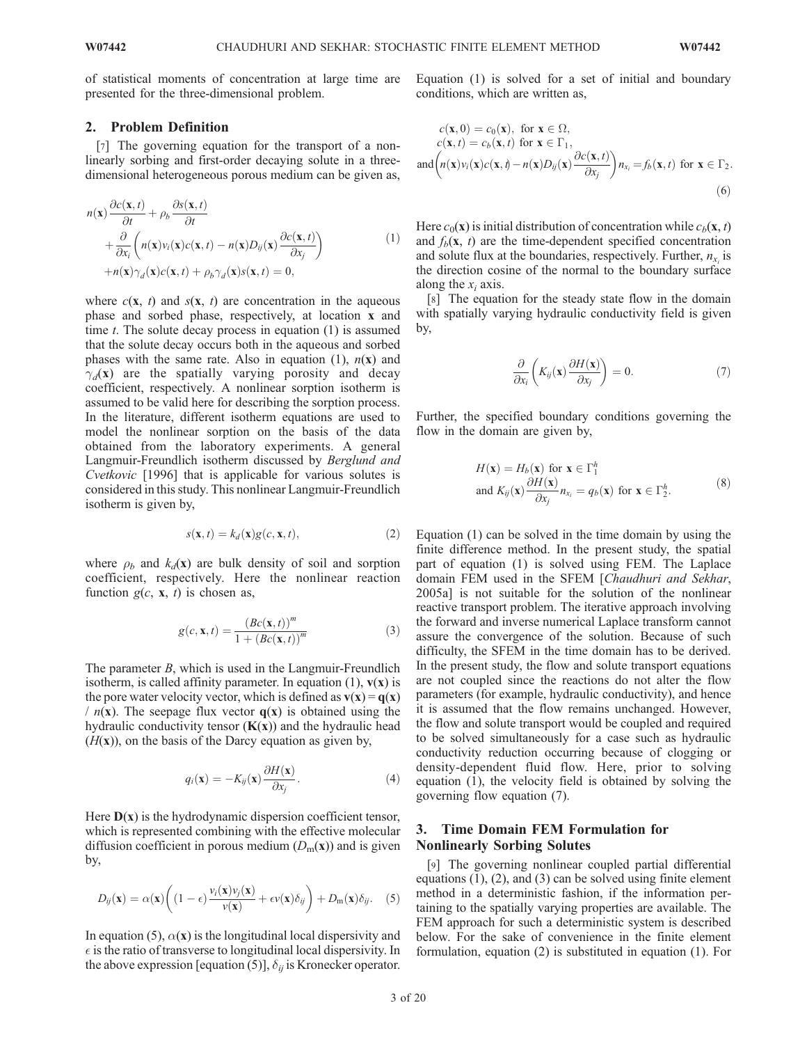of statistical moments of concentration at large time are presented for the three-dimensional problem.

## 2. Problem Definition

[7] The governing equation for the transport of a nonlinearly sorbing and first-order decaying solute in a three-dimensional heterogeneous porous medium can be given as,

$$
\begin{aligned}
n(\mathbf{x})\frac{\partial c(\mathbf{x},t)}{\partial t} + \rho_b \frac{\partial s(\mathbf{x},t)}{\partial t} \\
+ \frac{\partial}{\partial x_i}\left(n(\mathbf{x})v_i(\mathbf{x})c(\mathbf{x},t) - n(\mathbf{x})D_{ij}(\mathbf{x})\frac{\partial c(\mathbf{x},t)}{\partial x_j}\right) \\
+ n(\mathbf{x})\gamma_d(\mathbf{x})c(\mathbf{x},t) + \rho_b\gamma_d(\mathbf{x})s(\mathbf{x},t) = 0,
\end{aligned}
\tag{1}
$$

where $c(\mathbf{x}, t)$ and $s(\mathbf{x}, t)$ are concentration in the aqueous phase and sorbed phase, respectively, at location $\mathbf{x}$ and time $t$. The solute decay process in equation (1) is assumed that the solute decay occurs both in the aqueous and sorbed phases with the same rate. Also in equation (1), $n(\mathbf{x})$ and $\gamma_d(\mathbf{x})$ are the spatially varying porosity and decay coefficient, respectively. A nonlinear sorption isotherm is assumed to be valid here for describing the sorption process. In the literature, different isotherm equations are used to model the nonlinear sorption on the basis of the data obtained from the laboratory experiments. A general Langmuir-Freundlich isotherm discussed by *Berglund and Cvetkovic* [1996] that is applicable for various solutes is considered in this study. This nonlinear Langmuir-Freundlich isotherm is given by,

$$
s(\mathbf{x},t) = k_d(\mathbf{x})g(c,\mathbf{x},t), \tag{2}
$$

where $\rho_b$ and $k_d(\mathbf{x})$ are bulk density of soil and sorption coefficient, respectively. Here the nonlinear reaction function $g(c, \mathbf{x}, t)$ is chosen as,

$$
g(c,\mathbf{x},t) = \frac{(Bc(\mathbf{x},t))^m}{1 + (Bc(\mathbf{x},t))^m} \tag{3}
$$

The parameter $B$, which is used in the Langmuir-Freundlich isotherm, is called affinity parameter. In equation (1), $\mathbf{v}(\mathbf{x})$ is the pore water velocity vector, which is defined as $\mathbf{v}(\mathbf{x}) = \mathbf{q}(\mathbf{x}) / n(\mathbf{x})$. The seepage flux vector $\mathbf{q}(\mathbf{x})$ is obtained using the hydraulic conductivity tensor ($\mathbf{K}(\mathbf{x})$) and the hydraulic head ($H(\mathbf{x})$), on the basis of the Darcy equation as given by,

$$
q_i(\mathbf{x}) = -K_{ij}(\mathbf{x})\frac{\partial H(\mathbf{x})}{\partial x_j}. \tag{4}
$$

Here $\mathbf{D}(\mathbf{x})$ is the hydrodynamic dispersion coefficient tensor, which is represented combining with the effective molecular diffusion coefficient in porous medium ($D_m(\mathbf{x})$) and is given by,

$$
D_{ij}(\mathbf{x}) = \alpha(\mathbf{x})\left((1-\epsilon)\frac{v_i(\mathbf{x})v_j(\mathbf{x})}{v(\mathbf{x})} + \epsilon v(\mathbf{x})\delta_{ij}\right) + D_m(\mathbf{x})\delta_{ij}. \tag{5}
$$

In equation (5), $\alpha(\mathbf{x})$ is the longitudinal local dispersivity and $\epsilon$ is the ratio of transverse to longitudinal local dispersivity. In the above expression [equation (5)], $\delta_{ij}$ is Kronecker operator.

Equation (1) is solved for a set of initial and boundary conditions, which are written as,

$$
\begin{aligned}
&c(\mathbf{x},0) = c_0(\mathbf{x}), \text{ for } \mathbf{x} \in \Omega, \\
&c(\mathbf{x},t) = c_b(\mathbf{x},t) \text{ for } \mathbf{x} \in \Gamma_1, \\
&\text{and} \left(n(\mathbf{x})v_i(\mathbf{x})c(\mathbf{x},t) - n(\mathbf{x})D_{ij}(\mathbf{x})\frac{\partial c(\mathbf{x},t)}{\partial x_j}\right)n_{x_i} = f_b(\mathbf{x},t) \text{ for } \mathbf{x} \in \Gamma_2.
\end{aligned}
\tag{6}
$$

Here $c_0(\mathbf{x})$ is initial distribution of concentration while $c_b(\mathbf{x}, t)$ and $f_b(\mathbf{x}, t)$ are the time-dependent specified concentration and solute flux at the boundaries, respectively. Further, $n_{x_i}$ is the direction cosine of the normal to the boundary surface along the $x_i$ axis.

[8] The equation for the steady state flow in the domain with spatially varying hydraulic conductivity field is given by,

$$
\frac{\partial}{\partial x_i}\left(K_{ij}(\mathbf{x})\frac{\partial H(\mathbf{x})}{\partial x_j}\right) = 0. \tag{7}
$$

Further, the specified boundary conditions governing the flow in the domain are given by,

$$
\begin{aligned}
&H(\mathbf{x}) = H_b(\mathbf{x}) \text{ for } \mathbf{x} \in \Gamma_1^h \\
&\text{and } K_{ij}(\mathbf{x})\frac{\partial H(\mathbf{x})}{\partial x_j}n_{x_i} = q_b(\mathbf{x}) \text{ for } \mathbf{x} \in \Gamma_2^h.
\end{aligned}
\tag{8}
$$

Equation (1) can be solved in the time domain by using the finite difference method. In the present study, the spatial part of equation (1) is solved using FEM. The Laplace domain FEM used in the SFEM [*Chaudhuri and Sekhar*, 2005a] is not suitable for the solution of the nonlinear reactive transport problem. The iterative approach involving the forward and inverse numerical Laplace transform cannot assure the convergence of the solution. Because of such difficulty, the SFEM in the time domain has to be derived. In the present study, the flow and solute transport equations are not coupled since the reactions do not alter the flow parameters (for example, hydraulic conductivity), and hence it is assumed that the flow remains unchanged. However, the flow and solute transport would be coupled and required to be solved simultaneously for a case such as hydraulic conductivity reduction occurring because of clogging or density-dependent fluid flow. Here, prior to solving equation (1), the velocity field is obtained by solving the governing flow equation (7).

## 3. Time Domain FEM Formulation for Nonlinearly Sorbing Solutes

[9] The governing nonlinear coupled partial differential equations (1), (2), and (3) can be solved using finite element method in a deterministic fashion, if the information pertaining to the spatially varying properties are available. The FEM approach for such a deterministic system is described below. For the sake of convenience in the finite element formulation, equation (2) is substituted in equation (1). For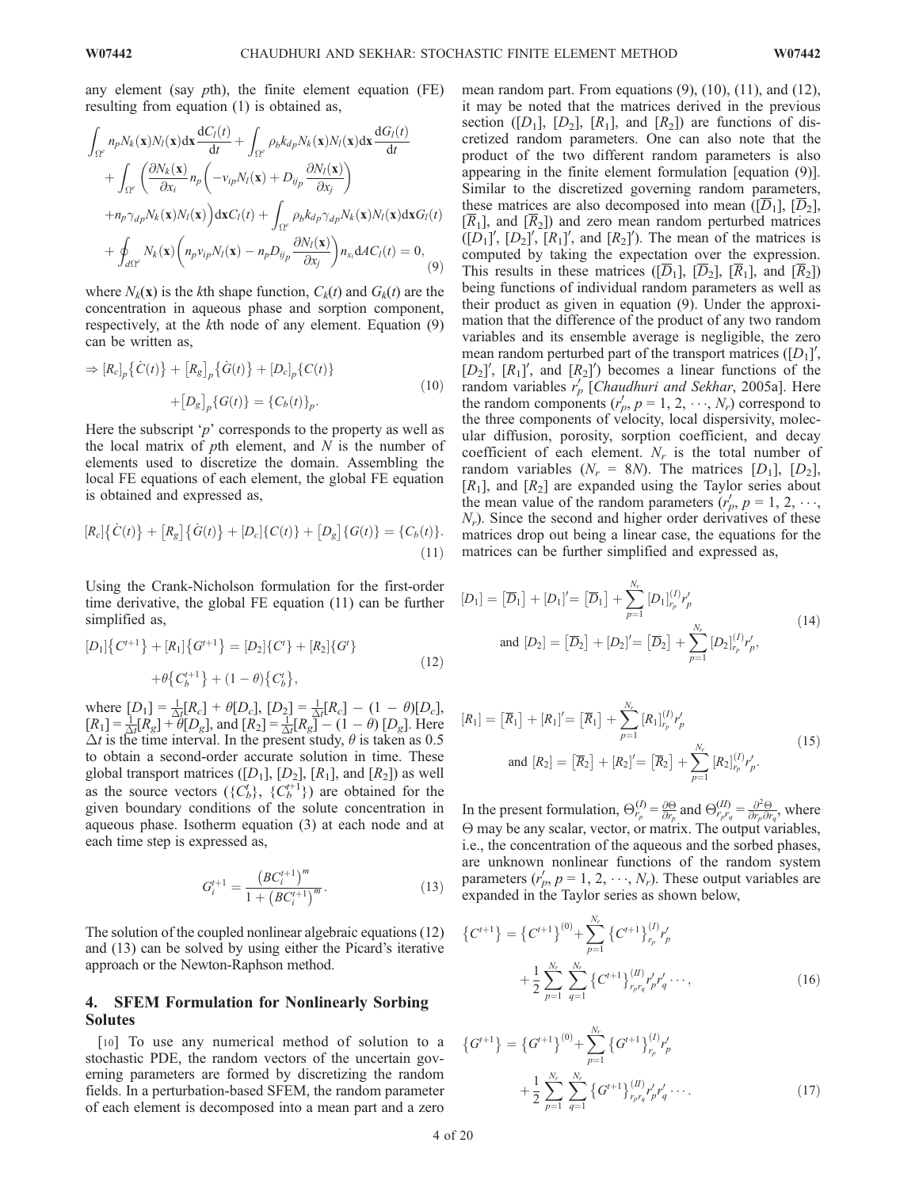any element (say $p$th), the finite element equation (FE) resulting from equation (1) is obtained as,

$$
\begin{aligned}
&\int_{\Omega^e} n_p N_k(\mathbf{x}) N_l(\mathbf{x}) \mathrm{d}\mathbf{x} \frac{\mathrm{d}C_l(t)}{\mathrm{d}t} + \int_{\Omega^e} \rho_b k_{dp} N_k(\mathbf{x}) N_l(\mathbf{x}) \mathrm{d}\mathbf{x} \frac{\mathrm{d}G_l(t)}{\mathrm{d}t} \\
&+ \int_{\Omega^e} \left( \frac{\partial N_k(\mathbf{x})}{\partial x_i} n_p \left( -v_{ip} N_l(\mathbf{x}) + D_{ij_p} \frac{\partial N_l(\mathbf{x})}{\partial x_j} \right) \right. \\
&\left. + n_p \gamma_{dp} N_k(\mathbf{x}) N_l(\mathbf{x}) \right) \mathrm{d}\mathbf{x} C_l(t) + \int_{\Omega^e} \rho_b k_{dp} \gamma_{dp} N_k(\mathbf{x}) N_l(\mathbf{x}) \mathrm{d}\mathbf{x} G_l(t) \\
&+ \oint_{d\Omega^e} N_k(\mathbf{x}) \left( n_p v_{ip} N_l(\mathbf{x}) - n_p D_{ij_p} \frac{\partial N_l(\mathbf{x})}{\partial x_j} \right) n_{x_i} \mathrm{d}A C_l(t) = 0,
\end{aligned} \tag{9}
$$

where $N_k(\mathbf{x})$ is the $k$th shape function, $C_k(t)$ and $G_k(t)$ are the concentration in aqueous phase and sorption component, respectively, at the $k$th node of any element. Equation (9) can be written as,

$$
\Rightarrow [R_c]_p \{\dot{C}(t)\} + [R_g]_p \{\dot{G}(t)\} + [D_c]_p \{C(t)\} + [D_g]_p \{G(t)\} = \{C_b(t)\}_p. \tag{10}
$$

Here the subscript '$p$' corresponds to the property as well as the local matrix of $p$th element, and $N$ is the number of elements used to discretize the domain. Assembling the local FE equations of each element, the global FE equation is obtained and expressed as,

$$
[R_c]\{\dot{C}(t)\} + [R_g]\{\dot{G}(t)\} + [D_c]\{C(t)\} + [D_g]\{G(t)\} = \{C_b(t)\}. \tag{11}
$$

Using the Crank-Nicholson formulation for the first-order time derivative, the global FE equation (11) can be further simplified as,

$$
[D_1]\{C^{t+1}\} + [R_1]\{G^{t+1}\} = [D_2]\{C^t\} + [R_2]\{G^t\} + \theta\{C_b^{t+1}\} + (1-\theta)\{C_b^t\}, \tag{12}
$$

where $[D_1] = \frac{1}{\Delta t}[R_c] + \theta[D_c]$, $[D_2] = \frac{1}{\Delta t}[R_c] - (1-\theta)[D_c]$, $[R_1] = \frac{1}{\Delta t}[R_g] + \theta[D_g]$, and $[R_2] = \frac{1}{\Delta t}[R_g] - (1-\theta)[D_g]$. Here $\Delta t$ is the time interval. In the present study, $\theta$ is taken as 0.5 to obtain a second-order accurate solution in time. These global transport matrices ($[D_1]$, $[D_2]$, $[R_1]$, and $[R_2]$) as well as the source vectors ($\{C_b^t\}$, $\{C_b^{t+1}\}$) are obtained for the given boundary conditions of the solute concentration in aqueous phase. Isotherm equation (3) at each node and at each time step is expressed as,

$$
G_i^{t+1} = \frac{\left(BC_i^{t+1}\right)^m}{1 + \left(BC_i^{t+1}\right)^m}. \tag{13}
$$

The solution of the coupled nonlinear algebraic equations (12) and (13) can be solved by using either the Picard's iterative approach or the Newton-Raphson method.

## 4. SFEM Formulation for Nonlinearly Sorbing Solutes

[10] To use any numerical method of solution to a stochastic PDE, the random vectors of the uncertain governing parameters are formed by discretizing the random fields. In a perturbation-based SFEM, the random parameter of each element is decomposed into a mean part and a zero mean random part. From equations (9), (10), (11), and (12), it may be noted that the matrices derived in the previous section ($[D_1]$, $[D_2]$, $[R_1]$, and $[R_2]$) are functions of discretized random parameters. One can also note that the product of the two different random parameters is also appearing in the finite element formulation [equation (9)]. Similar to the discretized governing random parameters, these matrices are also decomposed into mean ($[\overline{D}_1]$, $[\overline{D}_2]$, $[\overline{R}_1]$, and $[\overline{R}_2]$) and zero mean random perturbed matrices ($[D_1]'$, $[D_2]'$, $[R_1]'$, and $[R_2]'$). The mean of the matrices is computed by taking the expectation over the expression. This results in these matrices ($[\overline{D}_1]$, $[\overline{D}_2]$, $[\overline{R}_1]$, and $[\overline{R}_2]$) being functions of individual random parameters as well as their product as given in equation (9). Under the approximation that the difference of the product of any two random variables and its ensemble average is negligible, the zero mean random perturbed part of the transport matrices ($[D_1]'$, $[D_2]'$, $[R_1]'$, and $[R_2]'$) becomes a linear functions of the random variables $r'_p$ [*Chaudhuri and Sekhar*, 2005a]. Here the random components ($r'_p$, $p = 1, 2, \cdots, N_r$) correspond to the three components of velocity, local dispersivity, molecular diffusion, porosity, sorption coefficient, and decay coefficient of each element. $N_r$ is the total number of random variables ($N_r = 8N$). The matrices $[D_1]$, $[D_2]$, $[R_1]$, and $[R_2]$ are expanded using the Taylor series about the mean value of the random parameters ($r'_p$, $p = 1, 2, \cdots, N_r$). Since the second and higher order derivatives of these matrices drop out being a linear case, the equations for the matrices can be further simplified and expressed as,

$$
[D_1] = [\overline{D}_1] + [D_1]' = [\overline{D}_1] + \sum_{p=1}^{N_r} [D_1]_{r_p}^{(I)} r'_p
$$
$$
\text{and } [D_2] = [\overline{D}_2] + [D_2]' = [\overline{D}_2] + \sum_{p=1}^{N_r} [D_2]_{r_p}^{(I)} r'_p, \tag{14}
$$

$$
[R_1] = [\overline{R}_1] + [R_1]' = [\overline{R}_1] + \sum_{p=1}^{N_r} [R_1]_{r_p}^{(I)} r'_p
$$
$$
\text{and } [R_2] = [\overline{R}_2] + [R_2]' = [\overline{R}_2] + \sum_{p=1}^{N_r} [R_2]_{r_p}^{(I)} r'_p. \tag{15}
$$

In the present formulation, $\Theta_{r_p}^{(I)} = \frac{\partial \Theta}{\partial r_p}$ and $\Theta_{r_p r_q}^{(II)} = \frac{\partial^2 \Theta}{\partial r_p \partial r_q}$, where $\Theta$ may be any scalar, vector, or matrix. The output variables, i.e., the concentration of the aqueous and the sorbed phases, are unknown nonlinear functions of the random system parameters ($r'_p$, $p = 1, 2, \cdots, N_r$). These output variables are expanded in the Taylor series as shown below,

$$
\{C^{t+1}\} = \{C^{t+1}\}^{(0)} + \sum_{p=1}^{N_r} \{C^{t+1}\}_{r_p}^{(I)} r'_p + \frac{1}{2} \sum_{p=1}^{N_r} \sum_{q=1}^{N_r} \{C^{t+1}\}_{r_p r_q}^{(II)} r'_p r'_q \cdots, \tag{16}
$$

$$
\{G^{t+1}\} = \{G^{t+1}\}^{(0)} + \sum_{p=1}^{N_r} \{G^{t+1}\}_{r_p}^{(I)} r'_p + \frac{1}{2} \sum_{p=1}^{N_r} \sum_{q=1}^{N_r} \{G^{t+1}\}_{r_p r_q}^{(II)} r'_p r'_q \cdots. \tag{17}
$$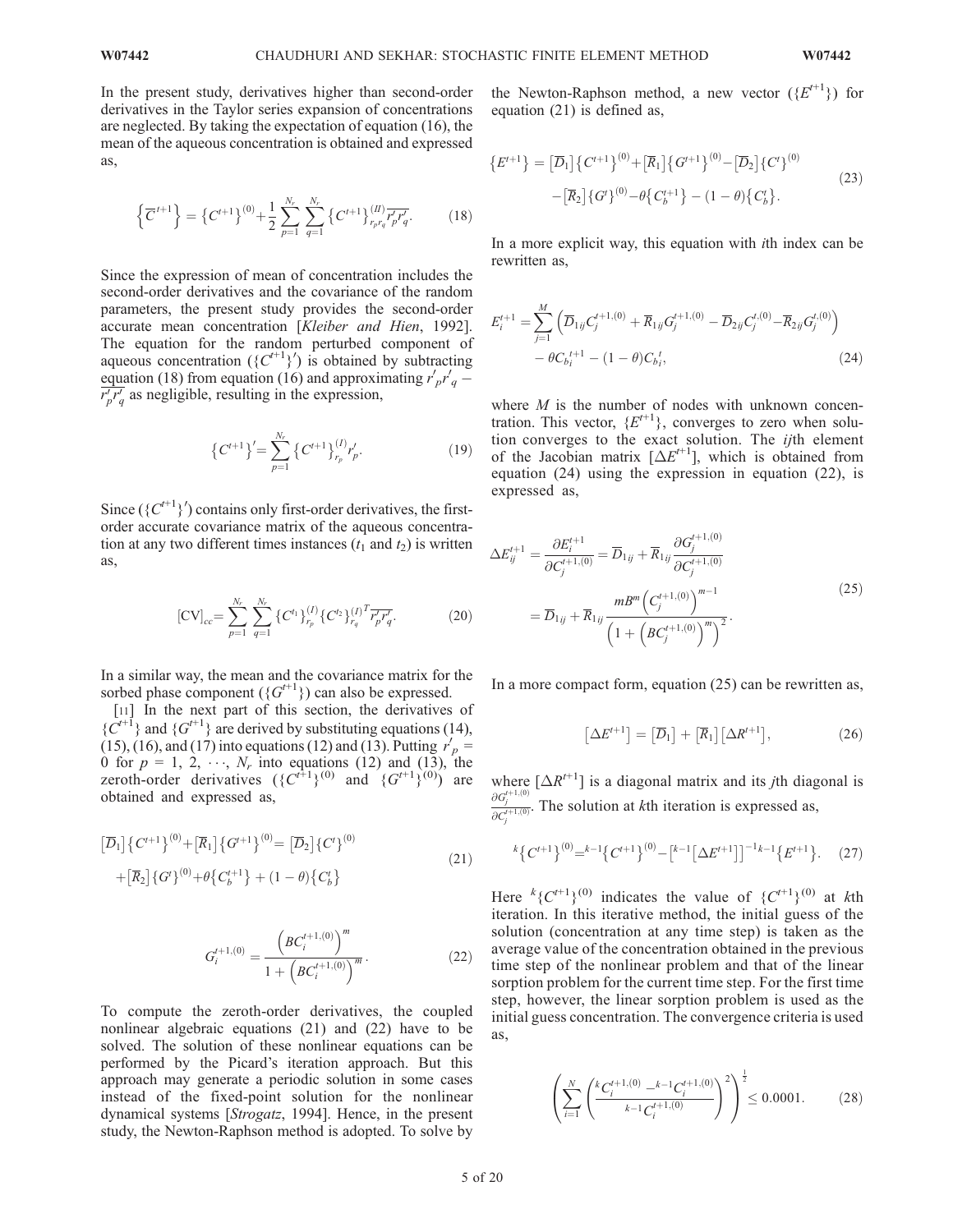In the present study, derivatives higher than second-order derivatives in the Taylor series expansion of concentrations are neglected. By taking the expectation of equation (16), the mean of the aqueous concentration is obtained and expressed as,

$$\left\{\overline{C}^{t+1}\right\} = \left\{C^{t+1}\right\}^{(0)} + \frac{1}{2}\sum_{p=1}^{N_r}\sum_{q=1}^{N_r}\left\{C^{t+1}\right\}^{(II)}_{r_p r_q}\overline{r'_p r'_q}. \qquad (18)$$

Since the expression of mean of concentration includes the second-order derivatives and the covariance of the random parameters, the present study provides the second-order accurate mean concentration [*Kleiber and Hien*, 1992]. The equation for the random perturbed component of aqueous concentration ($\{C^{t+1}\}'$) is obtained by subtracting equation (18) from equation (16) and approximating $r'_p r'_q - \overline{r'_p r'_q}$ as negligible, resulting in the expression,

$$\left\{C^{t+1}\right\}' = \sum_{p=1}^{N_r}\left\{C^{t+1}\right\}^{(I)}_{r_p} r'_p. \qquad (19)$$

Since ($\{C^{t+1}\}'$) contains only first-order derivatives, the first-order accurate covariance matrix of the aqueous concentration at any two different times instances ($t_1$ and $t_2$) is written as,

$$[\mathrm{CV}]_{cc} = \sum_{p=1}^{N_r}\sum_{q=1}^{N_r}\left\{C^{t_1}\right\}^{(I)}_{r_p}\left\{C^{t_2}\right\}^{(I)^T}_{r_q}\overline{r'_p r'_q}. \qquad (20)$$

In a similar way, the mean and the covariance matrix for the sorbed phase component ($\{G^{t+1}\}$) can also be expressed.

[11] In the next part of this section, the derivatives of $\{C^{t+1}\}$ and $\{G^{t+1}\}$ are derived by substituting equations (14), (15), (16), and (17) into equations (12) and (13). Putting $r'_p = 0$ for $p = 1, 2, \cdots, N_r$ into equations (12) and (13), the zeroth-order derivatives ($\{C^{t+1}\}^{(0)}$ and $\{G^{t+1}\}^{(0)}$) are obtained and expressed as,

$$\begin{aligned}\left[\overline{D}_1\right]\left\{C^{t+1}\right\}^{(0)} + \left[\overline{R}_1\right]\left\{G^{t+1}\right\}^{(0)} &= \left[\overline{D}_2\right]\left\{C^{t}\right\}^{(0)} \\ &+ \left[\overline{R}_2\right]\left\{G^{t}\right\}^{(0)} + \theta\left\{C_b^{t+1}\right\} + (1-\theta)\left\{C_b^{t}\right\}\end{aligned} \qquad (21)$$

$$G_i^{t+1,(0)} = \frac{\left(BC_i^{t+1,(0)}\right)^m}{1+\left(BC_i^{t+1,(0)}\right)^m}. \qquad (22)$$

To compute the zeroth-order derivatives, the coupled nonlinear algebraic equations (21) and (22) have to be solved. The solution of these nonlinear equations can be performed by the Picard's iteration approach. But this approach may generate a periodic solution in some cases instead of the fixed-point solution for the nonlinear dynamical systems [*Strogatz*, 1994]. Hence, in the present study, the Newton-Raphson method is adopted. To solve by the Newton-Raphson method, a new vector ($\{E^{t+1}\}$) for equation (21) is defined as,

$$\begin{aligned}\left\{E^{t+1}\right\} &= \left[\overline{D}_1\right]\left\{C^{t+1}\right\}^{(0)} + \left[\overline{R}_1\right]\left\{G^{t+1}\right\}^{(0)} - \left[\overline{D}_2\right]\left\{C^{t}\right\}^{(0)} \\ &- \left[\overline{R}_2\right]\left\{G^{t}\right\}^{(0)} - \theta\left\{C_b^{t+1}\right\} - (1-\theta)\left\{C_b^{t}\right\}.\end{aligned} \qquad (23)$$

In a more explicit way, this equation with $i$th index can be rewritten as,

$$\begin{aligned}E_i^{t+1} &= \sum_{j=1}^{M}\left(\overline{D}_{1ij}C_j^{t+1,(0)} + \overline{R}_{1ij}G_j^{t+1,(0)} - \overline{D}_{2ij}C_j^{t,(0)} - \overline{R}_{2ij}G_j^{t,(0)}\right) \\ &- \theta C_{b_i}^{t+1} - (1-\theta)C_{b_i}^{t},\end{aligned} \qquad (24)$$

where $M$ is the number of nodes with unknown concentration. This vector, $\{E^{t+1}\}$, converges to zero when solution converges to the exact solution. The $ij$th element of the Jacobian matrix $[\Delta E^{t+1}]$, which is obtained from equation (24) using the expression in equation (22), is expressed as,

$$\begin{aligned}\Delta E_{ij}^{t+1} &= \frac{\partial E_i^{t+1}}{\partial C_j^{t+1,(0)}} = \overline{D}_{1ij} + \overline{R}_{1ij}\frac{\partial G_j^{t+1,(0)}}{\partial C_j^{t+1,(0)}} \\ &= \overline{D}_{1ij} + \overline{R}_{1ij}\frac{mB^m\left(C_j^{t+1,(0)}\right)^{m-1}}{\left(1+\left(BC_j^{t+1,(0)}\right)^m\right)^2}.\end{aligned} \qquad (25)$$

In a more compact form, equation (25) can be rewritten as,

$$\left[\Delta E^{t+1}\right] = \left[\overline{D}_1\right] + \left[\overline{R}_1\right]\left[\Delta R^{t+1}\right], \qquad (26)$$

where $[\Delta R^{t+1}]$ is a diagonal matrix and its $j$th diagonal is $\frac{\partial G_j^{t+1,(0)}}{\partial C_j^{t+1,(0)}}$. The solution at $k$th iteration is expressed as,

$${}^{k}\left\{C^{t+1}\right\}^{(0)} = {}^{k-1}\left\{C^{t+1}\right\}^{(0)} - \left[{}^{k-1}\left[\Delta E^{t+1}\right]\right]^{-1}\,{}^{k-1}\left\{E^{t+1}\right\}. \qquad (27)$$

Here ${}^{k}\{C^{t+1}\}^{(0)}$ indicates the value of $\{C^{t+1}\}^{(0)}$ at $k$th iteration. In this iterative method, the initial guess of the solution (concentration at any time step) is taken as the average value of the concentration obtained in the previous time step of the nonlinear problem and that of the linear sorption problem for the current time step. For the first time step, however, the linear sorption problem is used as the initial guess concentration. The convergence criteria is used as,

$$\left(\sum_{i=1}^{N}\left(\frac{{}^{k}C_i^{t+1,(0)} - {}^{k-1}C_i^{t+1,(0)}}{{}^{k-1}C_i^{t+1,(0)}}\right)^2\right)^{\frac{1}{2}} \le 0.0001. \qquad (28)$$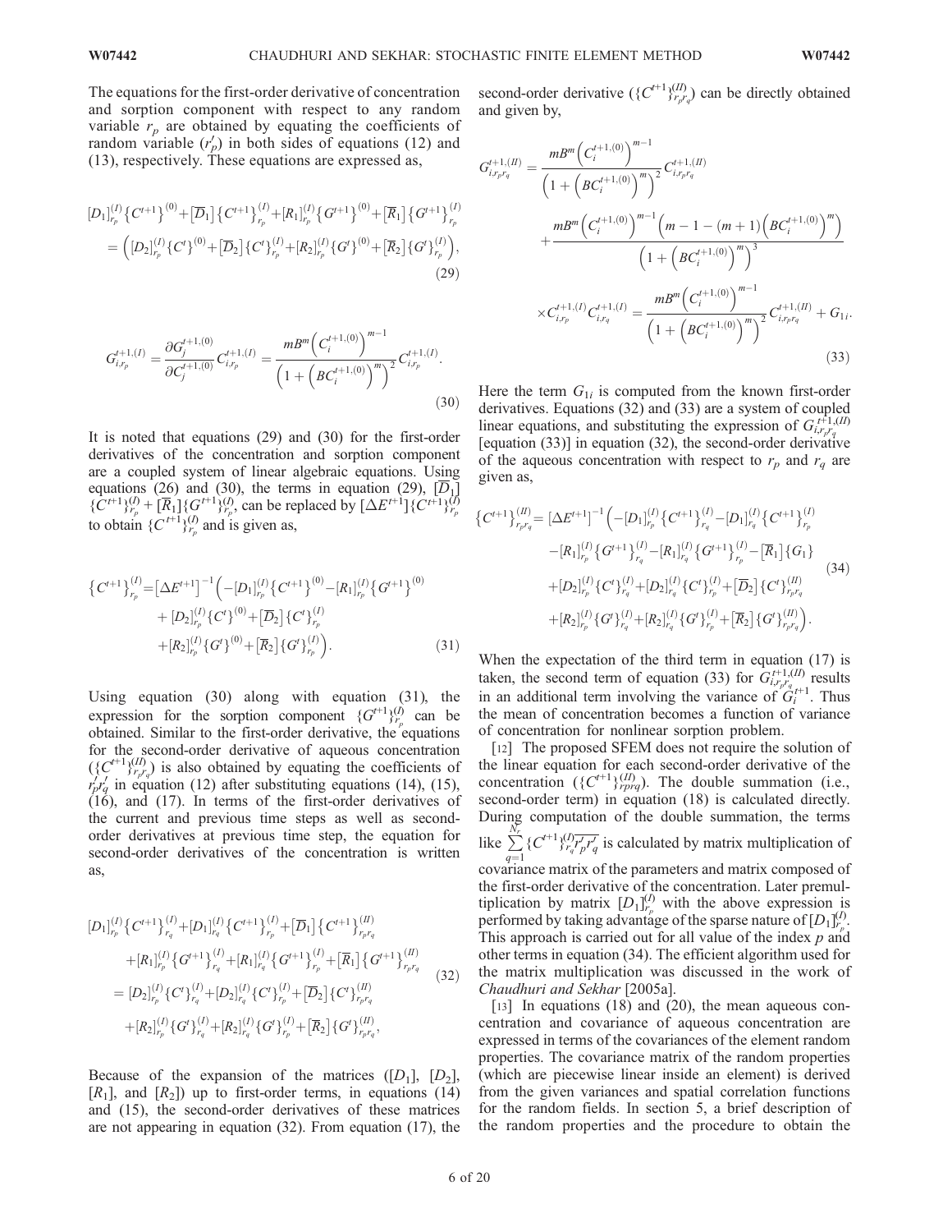The equations for the first-order derivative of concentration and sorption component with respect to any random variable $r_p$ are obtained by equating the coefficients of random variable ($r_p'$) in both sides of equations (12) and (13), respectively. These equations are expressed as,

$$
\begin{aligned}
&[D_1]_{r_p}^{(I)}\{C^{t+1}\}^{(0)}+[\overline{D}_1]\{C^{t+1}\}_{r_p}^{(I)}+[R_1]_{r_p}^{(I)}\{G^{t+1}\}^{(0)}+[\overline{R}_1]\{G^{t+1}\}_{r_p}^{(I)} \\
&\quad=\left([D_2]_{r_p}^{(I)}\{C^t\}^{(0)}+[\overline{D}_2]\{C^t\}_{r_p}^{(I)}+[R_2]_{r_p}^{(I)}\{G^t\}^{(0)}+[\overline{R}_2]\{G^t\}_{r_p}^{(I)}\right),
\end{aligned}
\tag{29}
$$

$$
G_{i,r_p}^{t+1,(I)}=\frac{\partial G_j^{t+1,(0)}}{\partial C_j^{t+1,(0)}}C_{i,r_p}^{t+1,(I)}=\frac{mB^m\left(C_i^{t+1,(0)}\right)^{m-1}}{\left(1+\left(BC_i^{t+1,(0)}\right)^m\right)^2}C_{i,r_p}^{t+1,(I)}.
\tag{30}
$$

It is noted that equations (29) and (30) for the first-order derivatives of the concentration and sorption component are a coupled system of linear algebraic equations. Using equations (26) and (30), the terms in equation (29), $[\overline{D}_1]\{C^{t+1}\}_{r_p}^{(I)}+[\overline{R}_1]\{G^{t+1}\}_{r_p}^{(I)}$, can be replaced by $[\Delta E^{t+1}]\{C^{t+1}\}_{r_p}^{(I)}$ to obtain $\{C^{t+1}\}_{r_p}^{(I)}$ and is given as,

$$
\begin{aligned}
\{C^{t+1}\}_{r_p}^{(I)}=&[\Delta E^{t+1}]^{-1}\Big(-[D_1]_{r_p}^{(I)}\{C^{t+1}\}^{(0)}-[R_1]_{r_p}^{(I)}\{G^{t+1}\}^{(0)} \\
&+[D_2]_{r_p}^{(I)}\{C^t\}^{(0)}+[\overline{D}_2]\{C^t\}_{r_p}^{(I)} \\
&+[R_2]_{r_p}^{(I)}\{G^t\}^{(0)}+[\overline{R}_2]\{G^t\}_{r_p}^{(I)}\Big).
\end{aligned}
\tag{31}
$$

Using equation (30) along with equation (31), the expression for the sorption component $\{G^{t+1}\}_{r_p}^{(I)}$ can be obtained. Similar to the first-order derivative, the equations for the second-order derivative of aqueous concentration ($\{C^{t+1}\}_{r_pr_q}^{(II)}$) is also obtained by equating the coefficients of $r_p'r_q'$ in equation (12) after substituting equations (14), (15), (16), and (17). In terms of the first-order derivatives of the current and previous time steps as well as second-order derivatives at previous time step, the equation for second-order derivatives of the concentration is written as,

$$
\begin{aligned}
&[D_1]_{r_p}^{(I)}\{C^{t+1}\}_{r_q}^{(I)}+[D_1]_{r_q}^{(I)}\{C^{t+1}\}_{r_p}^{(I)}+[\overline{D}_1]\{C^{t+1}\}_{r_pr_q}^{(II)} \\
&\quad+[R_1]_{r_p}^{(I)}\{G^{t+1}\}_{r_q}^{(I)}+[R_1]_{r_q}^{(I)}\{G^{t+1}\}_{r_p}^{(I)}+[\overline{R}_1]\{G^{t+1}\}_{r_pr_q}^{(II)} \\
&=[D_2]_{r_p}^{(I)}\{C^t\}_{r_q}^{(I)}+[D_2]_{r_q}^{(I)}\{C^t\}_{r_p}^{(I)}+[\overline{D}_2]\{C^t\}_{r_pr_q}^{(II)} \\
&\quad+[R_2]_{r_p}^{(I)}\{G^t\}_{r_q}^{(I)}+[R_2]_{r_q}^{(I)}\{G^t\}_{r_p}^{(I)}+[\overline{R}_2]\{G^t\}_{r_pr_q}^{(II)},
\end{aligned}
\tag{32}
$$

Because of the expansion of the matrices ($[D_1]$, $[D_2]$, $[R_1]$, and $[R_2]$) up to first-order terms, in equations (14) and (15), the second-order derivatives of these matrices are not appearing in equation (32). From equation (17), the second-order derivative ($\{C^{t+1}\}_{r_pr_q}^{(II)}$) can be directly obtained and given by,

$$
\begin{aligned}
G_{i,r_pr_q}^{t+1,(II)}=&\frac{mB^m\left(C_i^{t+1,(0)}\right)^{m-1}}{\left(1+\left(BC_i^{t+1,(0)}\right)^m\right)^2}C_{i,r_pr_q}^{t+1,(II)} \\
&+\frac{mB^m\left(C_i^{t+1,(0)}\right)^{m-1}\left(m-1-(m+1)\left(BC_i^{t+1,(0)}\right)^m\right)}{\left(1+\left(BC_i^{t+1,(0)}\right)^m\right)^3} \\
&\times C_{i,r_p}^{t+1,(I)}C_{i,r_q}^{t+1,(I)}=\frac{mB^m\left(C_i^{t+1,(0)}\right)^{m-1}}{\left(1+\left(BC_i^{t+1,(0)}\right)^m\right)^2}C_{i,r_pr_q}^{t+1,(II)}+G_{1i}.
\end{aligned}
\tag{33}
$$

Here the term $G_{1i}$ is computed from the known first-order derivatives. Equations (32) and (33) are a system of coupled linear equations, and substituting the expression of $G_{i,r_pr_q}^{t+1,(II)}$ [equation (33)] in equation (32), the second-order derivative of the aqueous concentration with respect to $r_p$ and $r_q$ are given as,

$$
\begin{aligned}
\{C^{t+1}\}_{r_pr_q}^{(II)}=&[\Delta E^{t+1}]^{-1}\Big(-[D_1]_{r_p}^{(I)}\{C^{t+1}\}_{r_q}^{(I)}-[D_1]_{r_q}^{(I)}\{C^{t+1}\}_{r_p}^{(I)} \\
&-[R_1]_{r_p}^{(I)}\{G^{t+1}\}_{r_q}^{(I)}-[R_1]_{r_q}^{(I)}\{G^{t+1}\}_{r_p}^{(I)}-[\overline{R}_1]\{G_1\} \\
&+[D_2]_{r_p}^{(I)}\{C^t\}_{r_q}^{(I)}+[D_2]_{r_q}^{(I)}\{C^t\}_{r_p}^{(I)}+[\overline{D}_2]\{C^t\}_{r_pr_q}^{(II)} \\
&+[R_2]_{r_p}^{(I)}\{G^t\}_{r_q}^{(I)}+[R_2]_{r_q}^{(I)}\{G^t\}_{r_p}^{(I)}+[\overline{R}_2]\{G^t\}_{r_pr_q}^{(II)}\Big).
\end{aligned}
\tag{34}
$$

When the expectation of the third term in equation (17) is taken, the second term of equation (33) for $G_{i,r_pr_q}^{t+1,(II)}$ results in an additional term involving the variance of $G_i^{t+1}$. Thus the mean of concentration becomes a function of variance of concentration for nonlinear sorption problem.

[12] The proposed SFEM does not require the solution of the linear equation for each second-order derivative of the concentration ($\{C^{t+1}\}_{rprq}^{(II)}$). The double summation (i.e., second-order term) in equation (18) is calculated directly. During computation of the double summation, the terms like $\sum_{q=1}^{N_r}\{C^{t+1}\}_{r_q}^{(I)}\overline{r_p'r_q'}$ is calculated by matrix multiplication of covariance matrix of the parameters and matrix composed of the first-order derivative of the concentration. Later premultiplication by matrix $[D_1]_{r_p}^{(I)}$ with the above expression is performed by taking advantage of the sparse nature of $[D_1]_{r_p}^{(I)}$. This approach is carried out for all value of the index $p$ and other terms in equation (34). The efficient algorithm used for the matrix multiplication was discussed in the work of *Chaudhuri and Sekhar* [2005a].

[13] In equations (18) and (20), the mean aqueous concentration and covariance of aqueous concentration are expressed in terms of the covariances of the element random properties. The covariance matrix of the random properties (which are piecewise linear inside an element) is derived from the given variances and spatial correlation functions for the random fields. In section 5, a brief description of the random properties and the procedure to obtain the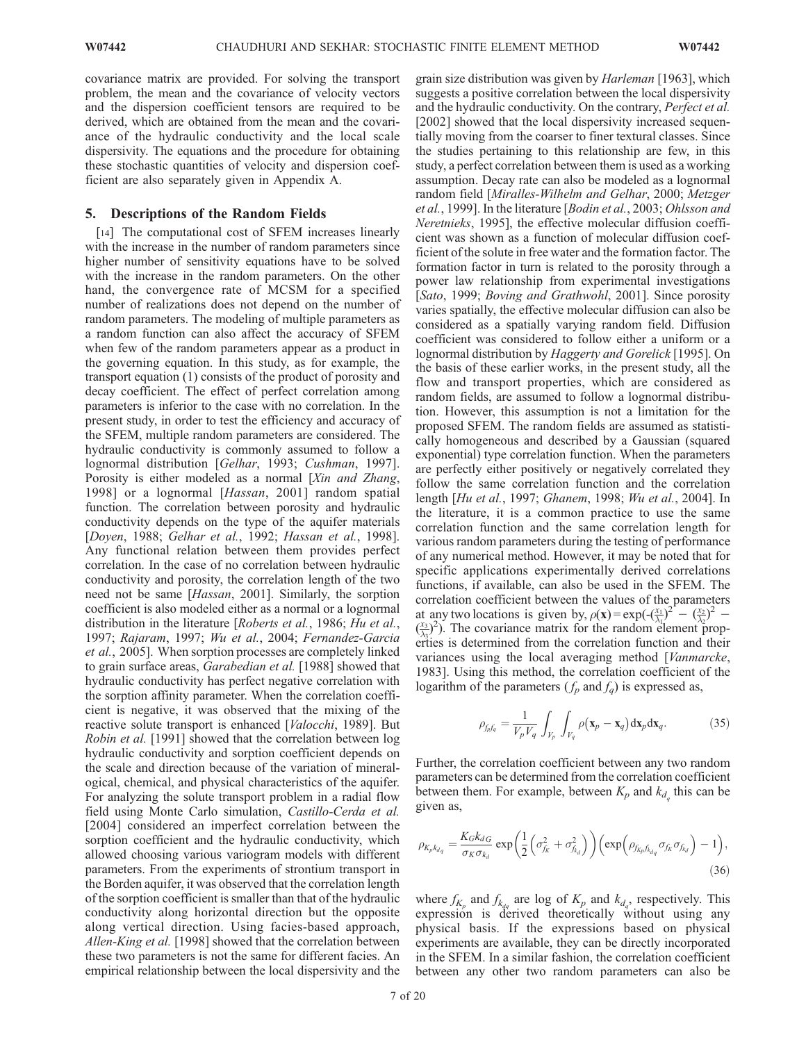covariance matrix are provided. For solving the transport problem, the mean and the covariance of velocity vectors and the dispersion coefficient tensors are required to be derived, which are obtained from the mean and the covariance of the hydraulic conductivity and the local scale dispersivity. The equations and the procedure for obtaining these stochastic quantities of velocity and dispersion coefficient are also separately given in Appendix A.

## 5. Descriptions of the Random Fields

[14] The computational cost of SFEM increases linearly with the increase in the number of random parameters since higher number of sensitivity equations have to be solved with the increase in the random parameters. On the other hand, the convergence rate of MCSM for a specified number of realizations does not depend on the number of random parameters. The modeling of multiple parameters as a random function can also affect the accuracy of SFEM when few of the random parameters appear as a product in the governing equation. In this study, as for example, the transport equation (1) consists of the product of porosity and decay coefficient. The effect of perfect correlation among parameters is inferior to the case with no correlation. In the present study, in order to test the efficiency and accuracy of the SFEM, multiple random parameters are considered. The hydraulic conductivity is commonly assumed to follow a lognormal distribution [*Gelhar*, 1993; *Cushman*, 1997]. Porosity is either modeled as a normal [*Xin and Zhang*, 1998] or a lognormal [*Hassan*, 2001] random spatial function. The correlation between porosity and hydraulic conductivity depends on the type of the aquifer materials [*Doyen*, 1988; *Gelhar et al.*, 1992; *Hassan et al.*, 1998]. Any functional relation between them provides perfect correlation. In the case of no correlation between hydraulic conductivity and porosity, the correlation length of the two need not be same [*Hassan*, 2001]. Similarly, the sorption coefficient is also modeled either as a normal or a lognormal distribution in the literature [*Roberts et al.*, 1986; *Hu et al.*, 1997; *Rajaram*, 1997; *Wu et al.*, 2004; *Fernandez-Garcia et al.*, 2005]. When sorption processes are completely linked to grain surface areas, *Garabedian et al.* [1988] showed that hydraulic conductivity has perfect negative correlation with the sorption affinity parameter. When the correlation coefficient is negative, it was observed that the mixing of the reactive solute transport is enhanced [*Valocchi*, 1989]. But *Robin et al.* [1991] showed that the correlation between log hydraulic conductivity and sorption coefficient depends on the scale and direction because of the variation of mineralogical, chemical, and physical characteristics of the aquifer. For analyzing the solute transport problem in a radial flow field using Monte Carlo simulation, *Castillo-Cerda et al.* [2004] considered an imperfect correlation between the sorption coefficient and the hydraulic conductivity, which allowed choosing various variogram models with different parameters. From the experiments of strontium transport in the Borden aquifer, it was observed that the correlation length of the sorption coefficient is smaller than that of the hydraulic conductivity along horizontal direction but the opposite along vertical direction. Using facies-based approach, *Allen-King et al.* [1998] showed that the correlation between these two parameters is not the same for different facies. An empirical relationship between the local dispersivity and the grain size distribution was given by *Harleman* [1963], which suggests a positive correlation between the local dispersivity and the hydraulic conductivity. On the contrary, *Perfect et al.* [2002] showed that the local dispersivity increased sequentially moving from the coarser to finer textural classes. Since the studies pertaining to this relationship are few, in this study, a perfect correlation between them is used as a working assumption. Decay rate can also be modeled as a lognormal random field [*Miralles-Wilhelm and Gelhar*, 2000; *Metzger et al.*, 1999]. In the literature [*Bodin et al.*, 2003; *Ohlsson and Neretnieks*, 1995], the effective molecular diffusion coefficient was shown as a function of molecular diffusion coefficient of the solute in free water and the formation factor. The formation factor in turn is related to the porosity through a power law relationship from experimental investigations [*Sato*, 1999; *Boving and Grathwohl*, 2001]. Since porosity varies spatially, the effective molecular diffusion can also be considered as a spatially varying random field. Diffusion coefficient was considered to follow either a uniform or a lognormal distribution by *Haggerty and Gorelick* [1995]. On the basis of these earlier works, in the present study, all the flow and transport properties, which are considered as random fields, are assumed to follow a lognormal distribution. However, this assumption is not a limitation for the proposed SFEM. The random fields are assumed as statistically homogeneous and described by a Gaussian (squared exponential) type correlation function. When the parameters are perfectly either positively or negatively correlated they follow the same correlation function and the correlation length [*Hu et al.*, 1997; *Ghanem*, 1998; *Wu et al.*, 2004]. In the literature, it is a common practice to use the same correlation function and the same correlation length for various random parameters during the testing of performance of any numerical method. However, it may be noted that for specific applications experimentally derived correlations functions, if available, can also be used in the SFEM. The correlation coefficient between the values of the parameters at any two locations is given by, $\rho(\mathbf{x}) = \exp(-(\frac{x_1}{\lambda_1})^2 - (\frac{x_2}{\lambda_2})^2 - (\frac{x_3}{\lambda_3})^2)$. The covariance matrix for the random element properties is determined from the correlation function and their variances using the local averaging method [*Vanmarcke*, 1983]. Using this method, the correlation coefficient of the logarithm of the parameters ($f_p$ and $f_q$) is expressed as,

$$\rho_{f_p f_q} = \frac{1}{V_p V_q} \int_{V_p} \int_{V_q} \rho(\mathbf{x}_p - \mathbf{x}_q) \, d\mathbf{x}_p d\mathbf{x}_q. \tag{35}$$

Further, the correlation coefficient between any two random parameters can be determined from the correlation coefficient between them. For example, between $K_p$ and $k_{d_q}$ this can be given as,

$$\rho_{K_p k_{d_q}} = \frac{K_G k_{dG}}{\sigma_K \sigma_{k_d}} \exp\left(\frac{1}{2}\left(\sigma_{f_K}^2 + \sigma_{f_{k_d}}^2\right)\right)\left(\exp\left(\rho_{f_{K_p} f_{k_{d_q}}} \sigma_{f_K} \sigma_{f_{k_d}}\right) - 1\right), \tag{36}$$

where $f_{K_p}$ and $f_{k_{dq}}$ are log of $K_p$ and $k_{d_q}$, respectively. This expression is derived theoretically without using any physical basis. If the expressions based on physical experiments are available, they can be directly incorporated in the SFEM. In a similar fashion, the correlation coefficient between any other two random parameters can also be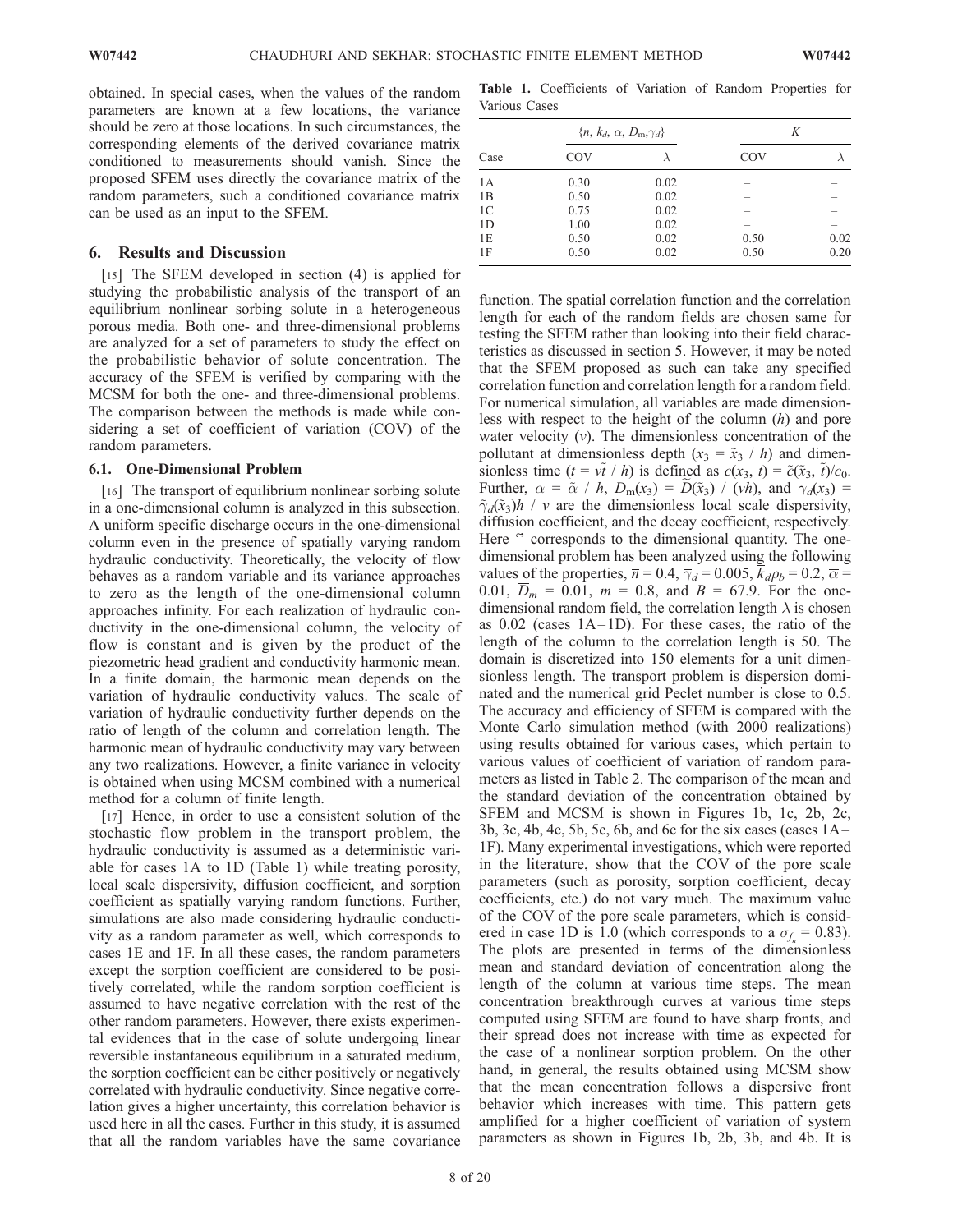obtained. In special cases, when the values of the random parameters are known at a few locations, the variance should be zero at those locations. In such circumstances, the corresponding elements of the derived covariance matrix conditioned to measurements should vanish. Since the proposed SFEM uses directly the covariance matrix of the random parameters, such a conditioned covariance matrix can be used as an input to the SFEM.

## 6. Results and Discussion

[15] The SFEM developed in section (4) is applied for studying the probabilistic analysis of the transport of an equilibrium nonlinear sorbing solute in a heterogeneous porous media. Both one- and three-dimensional problems are analyzed for a set of parameters to study the effect on the probabilistic behavior of solute concentration. The accuracy of the SFEM is verified by comparing with the MCSM for both the one- and three-dimensional problems. The comparison between the methods is made while considering a set of coefficient of variation (COV) of the random parameters.

### 6.1. One-Dimensional Problem

[16] The transport of equilibrium nonlinear sorbing solute in a one-dimensional column is analyzed in this subsection. A uniform specific discharge occurs in the one-dimensional column even in the presence of spatially varying random hydraulic conductivity. Theoretically, the velocity of flow behaves as a random variable and its variance approaches to zero as the length of the one-dimensional column approaches infinity. For each realization of hydraulic conductivity in the one-dimensional column, the velocity of flow is constant and is given by the product of the piezometric head gradient and conductivity harmonic mean. In a finite domain, the harmonic mean depends on the variation of hydraulic conductivity values. The scale of variation of hydraulic conductivity further depends on the ratio of length of the column and correlation length. The harmonic mean of hydraulic conductivity may vary between any two realizations. However, a finite variance in velocity is obtained when using MCSM combined with a numerical method for a column of finite length.

[17] Hence, in order to use a consistent solution of the stochastic flow problem in the transport problem, the hydraulic conductivity is assumed as a deterministic variable for cases 1A to 1D (Table 1) while treating porosity, local scale dispersivity, diffusion coefficient, and sorption coefficient as spatially varying random functions. Further, simulations are also made considering hydraulic conductivity as a random parameter as well, which corresponds to cases 1E and 1F. In all these cases, the random parameters except the sorption coefficient are considered to be positively correlated, while the random sorption coefficient is assumed to have negative correlation with the rest of the other random parameters. However, there exists experimental evidences that in the case of solute undergoing linear reversible instantaneous equilibrium in a saturated medium, the sorption coefficient can be either positively or negatively correlated with hydraulic conductivity. Since negative correlation gives a higher uncertainty, this correlation behavior is used here in all the cases. Further in this study, it is assumed that all the random variables have the same covariance

**Table 1.** Coefficients of Variation of Random Properties for Various Cases

| | $\{n, k_d, \alpha, D_m, \gamma_d\}$ | | $K$ | |
|---|---|---|---|---|
| Case | COV | $\lambda$ | COV | $\lambda$ |
| 1A | 0.30 | 0.02 | – | – |
| 1B | 0.50 | 0.02 | – | – |
| 1C | 0.75 | 0.02 | – | – |
| 1D | 1.00 | 0.02 | – | – |
| 1E | 0.50 | 0.02 | 0.50 | 0.02 |
| 1F | 0.50 | 0.02 | 0.50 | 0.20 |

function. The spatial correlation function and the correlation length for each of the random fields are chosen same for testing the SFEM rather than looking into their field characteristics as discussed in section 5. However, it may be noted that the SFEM proposed as such can take any specified correlation function and correlation length for a random field. For numerical simulation, all variables are made dimensionless with respect to the height of the column ($h$) and pore water velocity ($v$). The dimensionless concentration of the pollutant at dimensionless depth ($x_3 = \tilde{x}_3 / h$) and dimensionless time ($t = v\tilde{t} / h$) is defined as $c(x_3, t) = \tilde{c}(\tilde{x}_3, \tilde{t})/c_0$. Further, $\alpha = \tilde{\alpha} / h$, $D_m(x_3) = \tilde{D}(\tilde{x}_3) / (vh)$, and $\gamma_d(x_3) = \tilde{\gamma}_d(\tilde{x}_3)h / v$ are the dimensionless local scale dispersivity, diffusion coefficient, and the decay coefficient, respectively. Here $\tilde{}$ corresponds to the dimensional quantity. The one-dimensional problem has been analyzed using the following values of the properties, $\overline{n} = 0.4$, $\overline{\gamma}_d = 0.005$, $\overline{k}_d\rho_b = 0.2$, $\overline{\alpha} = 0.01$, $\overline{D}_m = 0.01$, $m = 0.8$, and $B = 67.9$. For the one-dimensional random field, the correlation length $\lambda$ is chosen as 0.02 (cases 1A–1D). For these cases, the ratio of the length of the column to the correlation length is 50. The domain is discretized into 150 elements for a unit dimensionless length. The transport problem is dispersion dominated and the numerical grid Peclet number is close to 0.5. The accuracy and efficiency of SFEM is compared with the Monte Carlo simulation method (with 2000 realizations) using results obtained for various cases, which pertain to various values of coefficient of variation of random parameters as listed in Table 2. The comparison of the mean and the standard deviation of the concentration obtained by SFEM and MCSM is shown in Figures 1b, 1c, 2b, 2c, 3b, 3c, 4b, 4c, 5b, 5c, 6b, and 6c for the six cases (cases 1A–1F). Many experimental investigations, which were reported in the literature, show that the COV of the pore scale parameters (such as porosity, sorption coefficient, decay coefficients, etc.) do not vary much. The maximum value of the COV of the pore scale parameters, which is considered in case 1D is 1.0 (which corresponds to a $\sigma_{f_n} = 0.83$). The plots are presented in terms of the dimensionless mean and standard deviation of concentration along the length of the column at various time steps. The mean concentration breakthrough curves at various time steps computed using SFEM are found to have sharp fronts, and their spread does not increase with time as expected for the case of a nonlinear sorption problem. On the other hand, in general, the results obtained using MCSM show that the mean concentration follows a dispersive front behavior which increases with time. This pattern gets amplified for a higher coefficient of variation of system parameters as shown in Figures 1b, 2b, 3b, and 4b. It is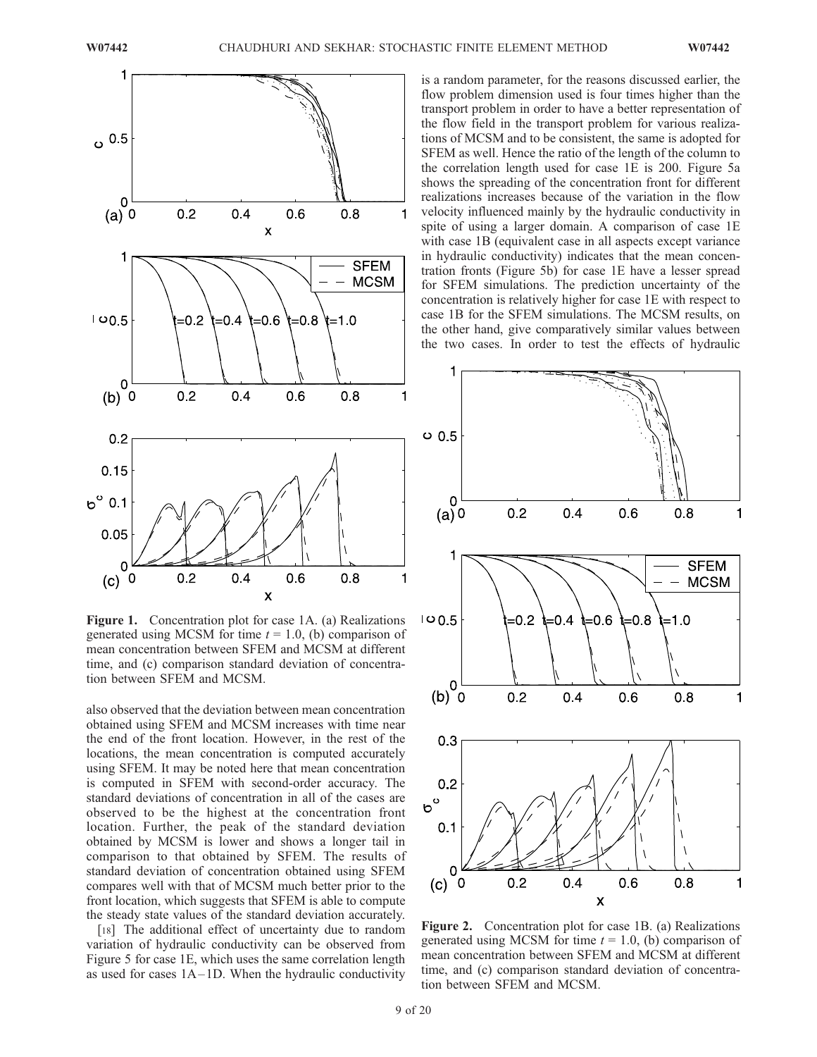**Figure 1.** Concentration plot for case 1A. (a) Realizations generated using MCSM for time $t = 1.0$, (b) comparison of mean concentration between SFEM and MCSM at different time, and (c) comparison standard deviation of concentration between SFEM and MCSM.

also observed that the deviation between mean concentration obtained using SFEM and MCSM increases with time near the end of the front location. However, in the rest of the locations, the mean concentration is computed accurately using SFEM. It may be noted here that mean concentration is computed in SFEM with second-order accuracy. The standard deviations of concentration in all of the cases are observed to be the highest at the concentration front location. Further, the peak of the standard deviation obtained by MCSM is lower and shows a longer tail in comparison to that obtained by SFEM. The results of standard deviation of concentration obtained using SFEM compares well with that of MCSM much better prior to the front location, which suggests that SFEM is able to compute the steady state values of the standard deviation accurately.

[18] The additional effect of uncertainty due to random variation of hydraulic conductivity can be observed from Figure 5 for case 1E, which uses the same correlation length as used for cases 1A–1D. When the hydraulic conductivity is a random parameter, for the reasons discussed earlier, the flow problem dimension used is four times higher than the transport problem in order to have a better representation of the flow field in the transport problem for various realizations of MCSM and to be consistent, the same is adopted for SFEM as well. Hence the ratio of the length of the column to the correlation length used for case 1E is 200. Figure 5a shows the spreading of the concentration front for different realizations increases because of the variation in the flow velocity influenced mainly by the hydraulic conductivity in spite of using a larger domain. A comparison of case 1E with case 1B (equivalent case in all aspects except variance in hydraulic conductivity) indicates that the mean concentration fronts (Figure 5b) for case 1E have a lesser spread for SFEM simulations. The prediction uncertainty of the concentration is relatively higher for case 1E with respect to case 1B for the SFEM simulations. The MCSM results, on the other hand, give comparatively similar values between the two cases. In order to test the effects of hydraulic

**Figure 2.** Concentration plot for case 1B. (a) Realizations generated using MCSM for time $t = 1.0$, (b) comparison of mean concentration between SFEM and MCSM at different time, and (c) comparison standard deviation of concentration between SFEM and MCSM.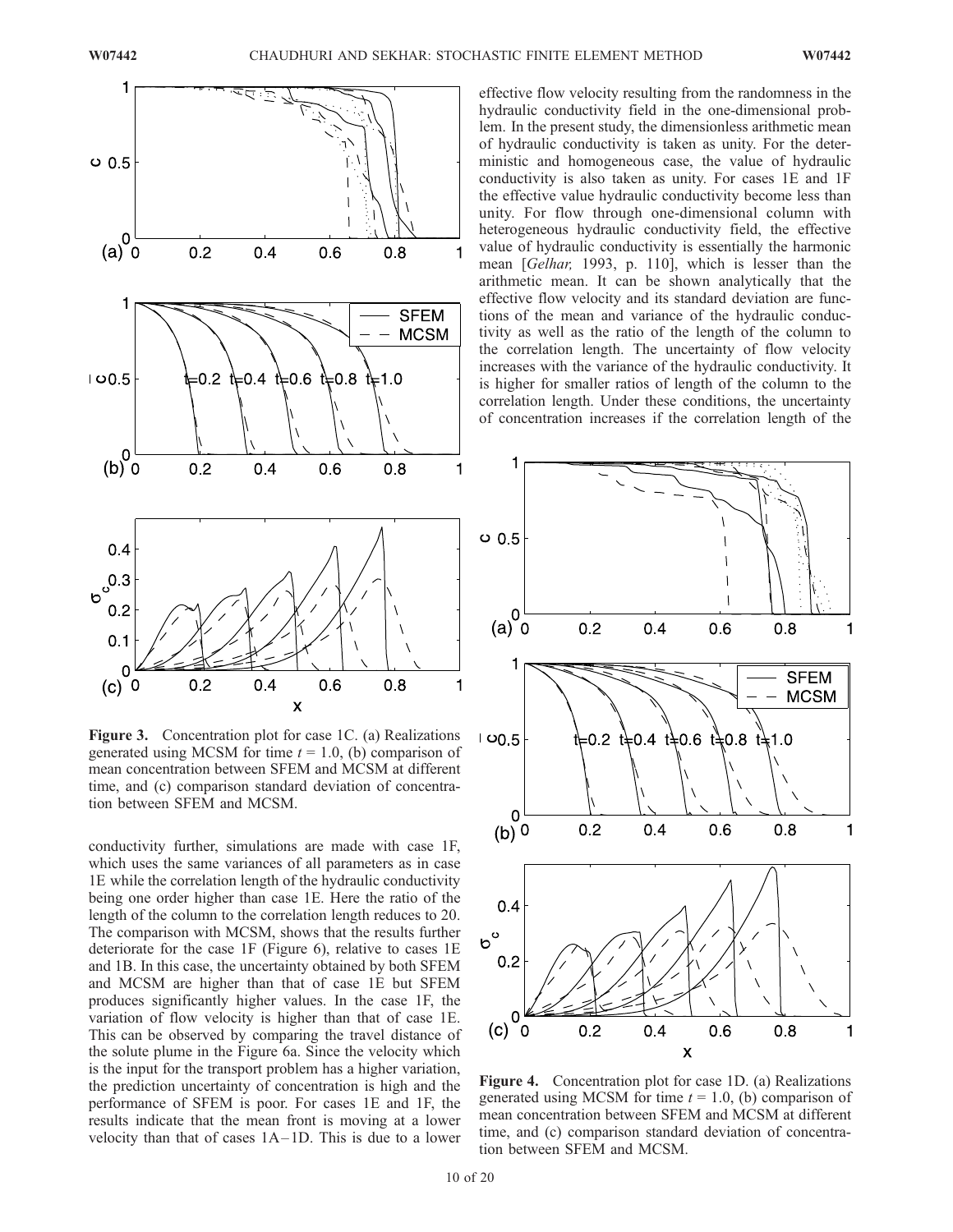**Figure 3.** Concentration plot for case 1C. (a) Realizations generated using MCSM for time $t = 1.0$, (b) comparison of mean concentration between SFEM and MCSM at different time, and (c) comparison standard deviation of concentration between SFEM and MCSM.

conductivity further, simulations are made with case 1F, which uses the same variances of all parameters as in case 1E while the correlation length of the hydraulic conductivity being one order higher than case 1E. Here the ratio of the length of the column to the correlation length reduces to 20. The comparison with MCSM, shows that the results further deteriorate for the case 1F (Figure 6), relative to cases 1E and 1B. In this case, the uncertainty obtained by both SFEM and MCSM are higher than that of case 1E but SFEM produces significantly higher values. In the case 1F, the variation of flow velocity is higher than that of case 1E. This can be observed by comparing the travel distance of the solute plume in the Figure 6a. Since the velocity which is the input for the transport problem has a higher variation, the prediction uncertainty of concentration is high and the performance of SFEM is poor. For cases 1E and 1F, the results indicate that the mean front is moving at a lower velocity than that of cases 1A–1D. This is due to a lower effective flow velocity resulting from the randomness in the hydraulic conductivity field in the one-dimensional problem. In the present study, the dimensionless arithmetic mean of hydraulic conductivity is taken as unity. For the deterministic and homogeneous case, the value of hydraulic conductivity is also taken as unity. For cases 1E and 1F the effective value hydraulic conductivity become less than unity. For flow through one-dimensional column with heterogeneous hydraulic conductivity field, the effective value of hydraulic conductivity is essentially the harmonic mean [*Gelhar,* 1993, p. 110], which is lesser than the arithmetic mean. It can be shown analytically that the effective flow velocity and its standard deviation are functions of the mean and variance of the hydraulic conductivity as well as the ratio of the length of the column to the correlation length. The uncertainty of flow velocity increases with the variance of the hydraulic conductivity. It is higher for smaller ratios of length of the column to the correlation length. Under these conditions, the uncertainty of concentration increases if the correlation length of the

**Figure 4.** Concentration plot for case 1D. (a) Realizations generated using MCSM for time $t = 1.0$, (b) comparison of mean concentration between SFEM and MCSM at different time, and (c) comparison standard deviation of concentration between SFEM and MCSM.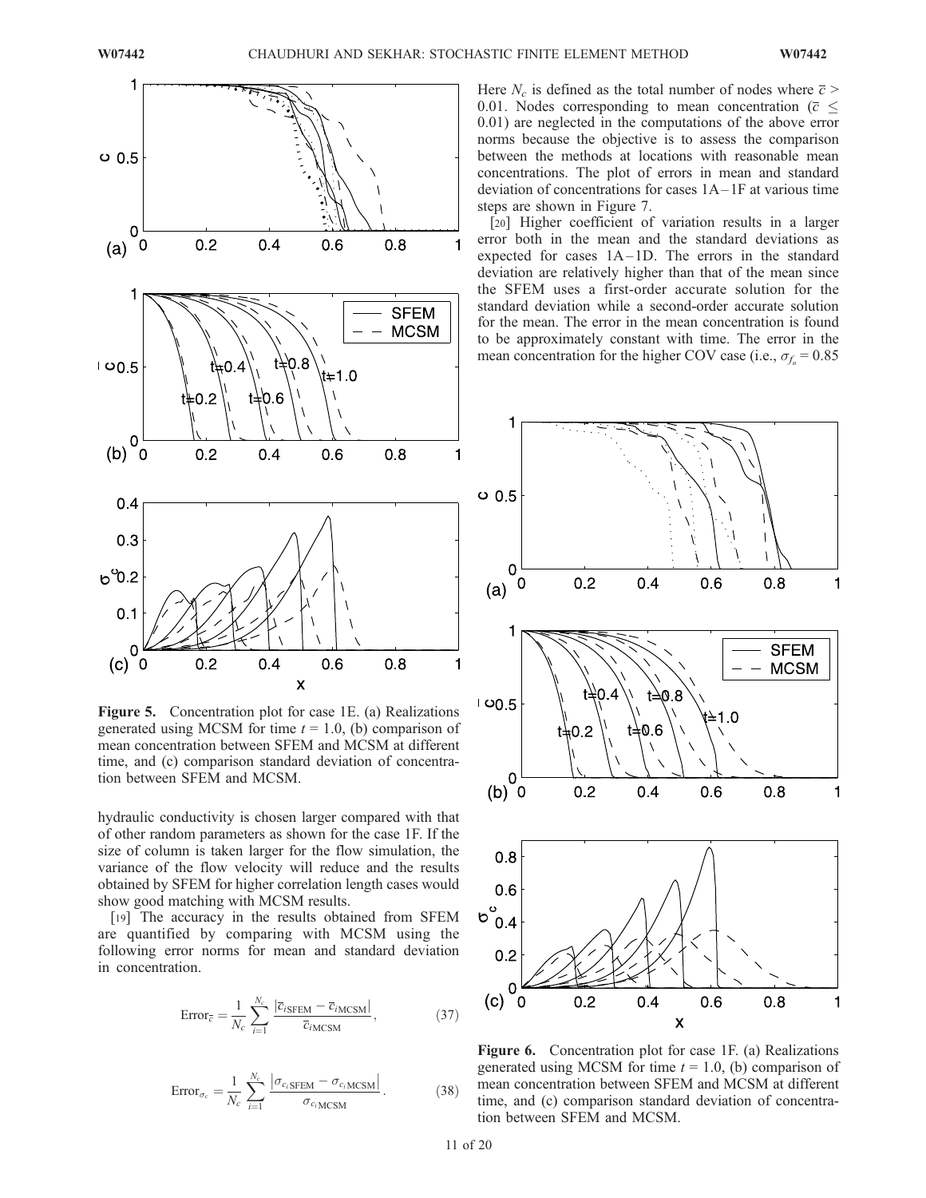Figure 5. Concentration plot for case 1E. (a) Realizations generated using MCSM for time $t = 1.0$, (b) comparison of mean concentration between SFEM and MCSM at different time, and (c) comparison standard deviation of concentration between SFEM and MCSM.

hydraulic conductivity is chosen larger compared with that of other random parameters as shown for the case 1F. If the size of column is taken larger for the flow simulation, the variance of the flow velocity will reduce and the results obtained by SFEM for higher correlation length cases would show good matching with MCSM results.

[19] The accuracy in the results obtained from SFEM are quantified by comparing with MCSM using the following error norms for mean and standard deviation in concentration.

$$\text{Error}_{\bar{c}} = \frac{1}{N_c} \sum_{i=1}^{N_c} \frac{|\bar{c}_{i\text{SFEM}} - \bar{c}_{i\text{MCSM}}|}{\bar{c}_{i\text{MCSM}}}, \tag{37}$$

$$\text{Error}_{\sigma_c} = \frac{1}{N_c} \sum_{i=1}^{N_c} \frac{|\sigma_{c_i\text{SFEM}} - \sigma_{c_i\text{MCSM}}|}{\sigma_{c_i\text{MCSM}}}. \tag{38}$$

Here $N_c$ is defined as the total number of nodes where $\bar{c} > 0.01$. Nodes corresponding to mean concentration ($\bar{c} \leq 0.01$) are neglected in the computations of the above error norms because the objective is to assess the comparison between the methods at locations with reasonable mean concentrations. The plot of errors in mean and standard deviation of concentrations for cases 1A–1F at various time steps are shown in Figure 7.

[20] Higher coefficient of variation results in a larger error both in the mean and the standard deviations as expected for cases 1A–1D. The errors in the standard deviation are relatively higher than that of the mean since the SFEM uses a first-order accurate solution for the standard deviation while a second-order accurate solution for the mean. The error in the mean concentration is found to be approximately constant with time. The error in the mean concentration for the higher COV case (i.e., $\sigma_{f_n} = 0.85$

Figure 6. Concentration plot for case 1F. (a) Realizations generated using MCSM for time $t = 1.0$, (b) comparison of mean concentration between SFEM and MCSM at different time, and (c) comparison standard deviation of concentration between SFEM and MCSM.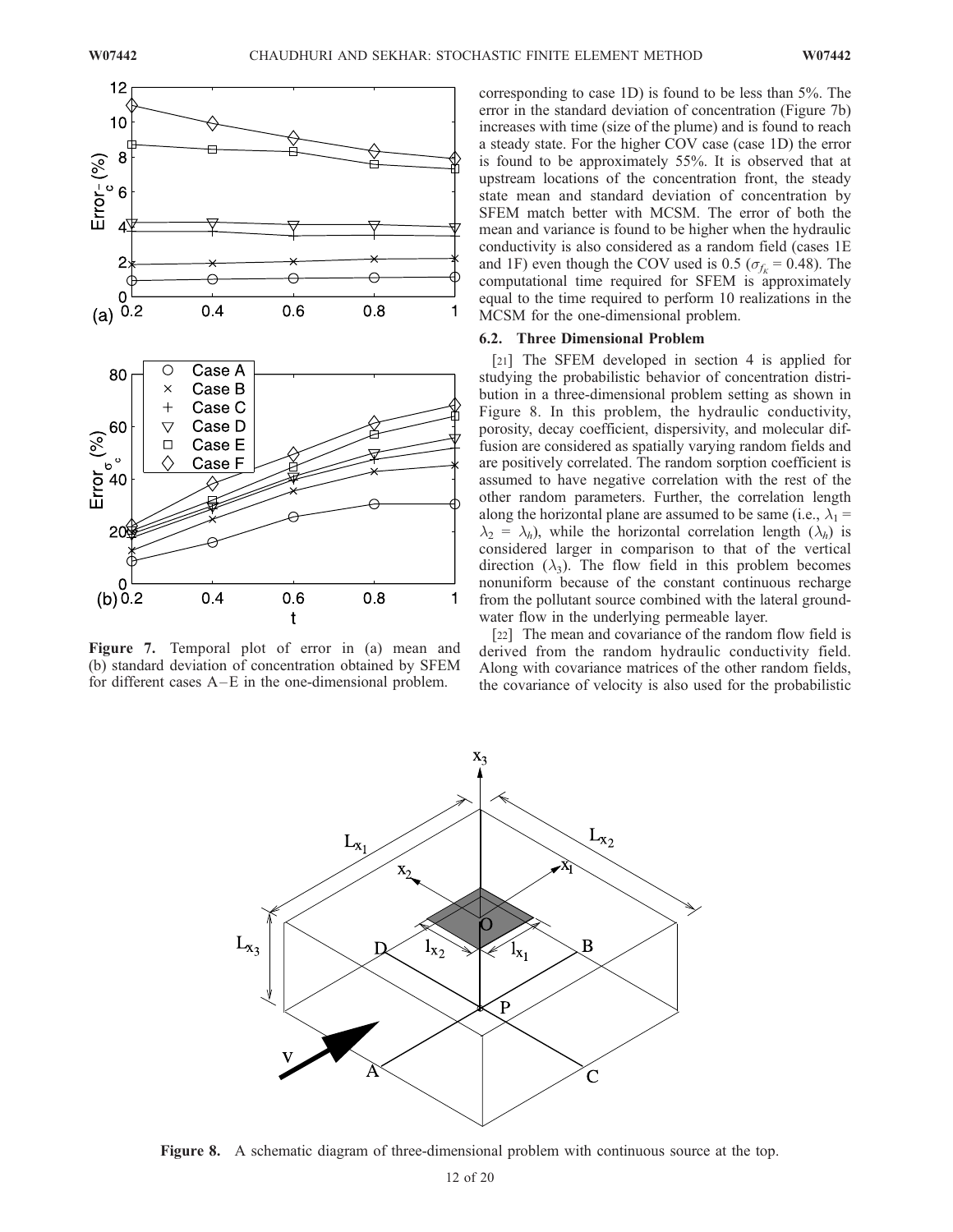Figure 7. Temporal plot of error in (a) mean and (b) standard deviation of concentration obtained by SFEM for different cases A–E in the one-dimensional problem.

corresponding to case 1D) is found to be less than 5%. The error in the standard deviation of concentration (Figure 7b) increases with time (size of the plume) and is found to reach a steady state. For the higher COV case (case 1D) the error is found to be approximately 55%. It is observed that at upstream locations of the concentration front, the steady state mean and standard deviation of concentration by SFEM match better with MCSM. The error of both the mean and variance is found to be higher when the hydraulic conductivity is also considered as a random field (cases 1E and 1F) even though the COV used is 0.5 ($\sigma_{f_K}$ = 0.48). The computational time required for SFEM is approximately equal to the time required to perform 10 realizations in the MCSM for the one-dimensional problem.

### 6.2. Three Dimensional Problem

[21] The SFEM developed in section 4 is applied for studying the probabilistic behavior of concentration distribution in a three-dimensional problem setting as shown in Figure 8. In this problem, the hydraulic conductivity, porosity, decay coefficient, dispersivity, and molecular diffusion are considered as spatially varying random fields and are positively correlated. The random sorption coefficient is assumed to have negative correlation with the rest of the other random parameters. Further, the correlation length along the horizontal plane are assumed to be same (i.e., $\lambda_1 = \lambda_2 = \lambda_h$), while the horizontal correlation length ($\lambda_h$) is considered larger in comparison to that of the vertical direction ($\lambda_3$). The flow field in this problem becomes nonuniform because of the constant continuous recharge from the pollutant source combined with the lateral groundwater flow in the underlying permeable layer.

[22] The mean and covariance of the random flow field is derived from the random hydraulic conductivity field. Along with covariance matrices of the other random fields, the covariance of velocity is also used for the probabilistic

Figure 8. A schematic diagram of three-dimensional problem with continuous source at the top.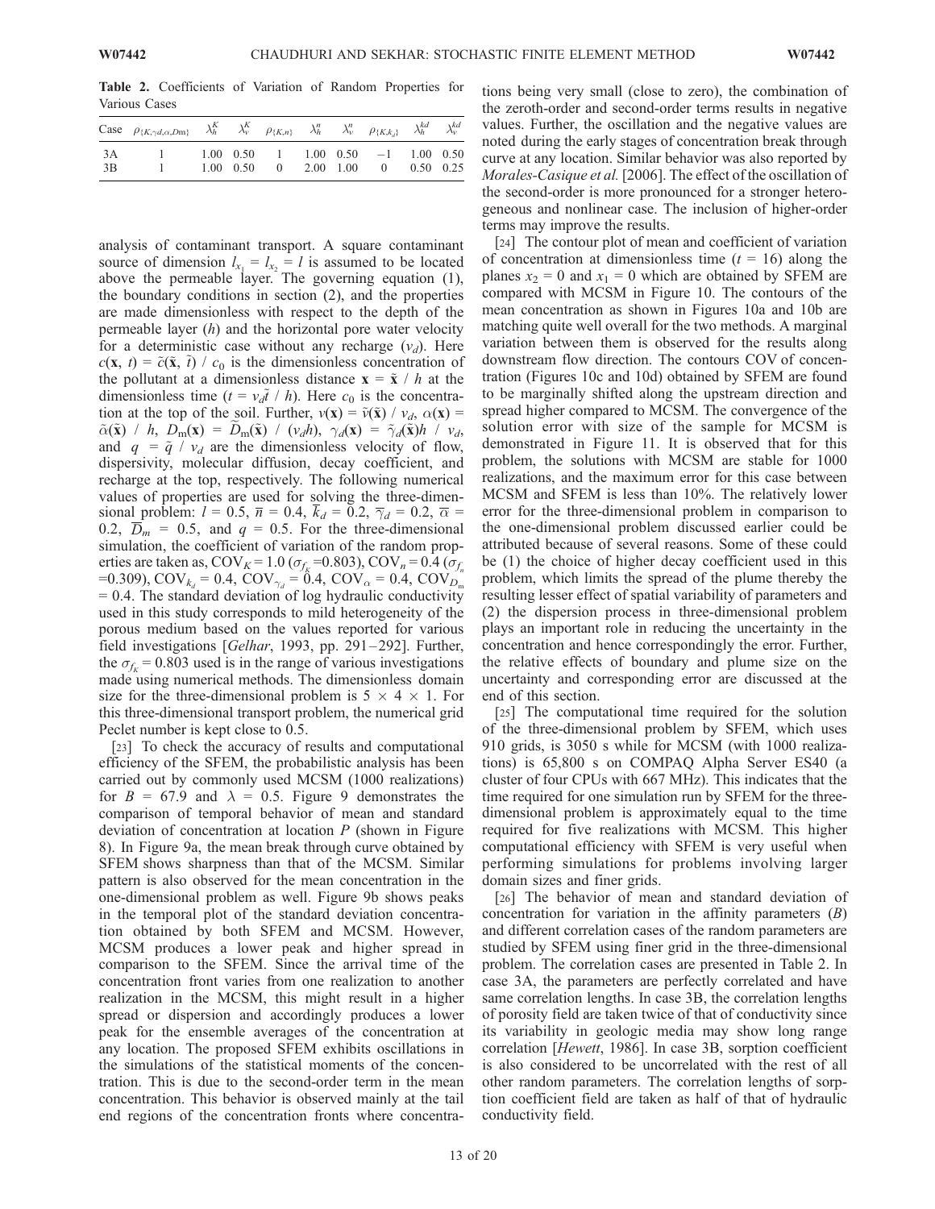**Table 2.** Coefficients of Variation of Random Properties for Various Cases

| Case | $\rho_{\{K,\gamma d,\alpha,Dm\}}$ | $\lambda_h^K$ | $\lambda_v^K$ | $\rho_{\{K,n\}}$ | $\lambda_h^n$ | $\lambda_v^n$ | $\rho_{\{K,k_d\}}$ | $\lambda_h^{kd}$ | $\lambda_v^{kd}$ |
|---|---|---|---|---|---|---|---|---|---|
| 3A | 1 | 1.00 | 0.50 | 1 | 1.00 | 0.50 | −1 | 1.00 | 0.50 |
| 3B | 1 | 1.00 | 0.50 | 0 | 2.00 | 1.00 | 0 | 0.50 | 0.25 |

analysis of contaminant transport. A square contaminant source of dimension $l_{x_1} = l_{x_2} = l$ is assumed to be located above the permeable layer. The governing equation (1), the boundary conditions in section (2), and the properties are made dimensionless with respect to the depth of the permeable layer ($h$) and the horizontal pore water velocity for a deterministic case without any recharge ($v_d$). Here $c(\mathbf{x}, t) = \tilde{c}(\tilde{\mathbf{x}}, \tilde{t}) / c_0$ is the dimensionless concentration of the pollutant at a dimensionless distance $\mathbf{x} = \tilde{\mathbf{x}} / h$ at the dimensionless time ($t = v_d\tilde{t} / h$). Here $c_0$ is the concentration at the top of the soil. Further, $v(\mathbf{x}) = \tilde{v}(\tilde{\mathbf{x}}) / v_d$, $\alpha(\mathbf{x}) = \tilde{\alpha}(\tilde{\mathbf{x}}) / h$, $D_{\mathrm{m}}(\mathbf{x}) = \tilde{D}_{\mathrm{m}}(\tilde{\mathbf{x}}) / (v_d h)$, $\gamma_d(\mathbf{x}) = \tilde{\gamma}_d(\tilde{\mathbf{x}})h / v_d$, and $q = \tilde{q} / v_d$ are the dimensionless velocity of flow, dispersivity, molecular diffusion, decay coefficient, and recharge at the top, respectively. The following numerical values of properties are used for solving the three-dimensional problem: $l = 0.5$, $\overline{n} = 0.4$, $\overline{k}_d = 0.2$, $\overline{\gamma}_d = 0.2$, $\overline{\alpha} = 0.2$, $\overline{D}_m = 0.5$, and $q = 0.5$. For the three-dimensional simulation, the coefficient of variation of the random properties are taken as, $\mathrm{COV}_K = 1.0$ ($\sigma_{f_K} = 0.803$), $\mathrm{COV}_n = 0.4$ ($\sigma_{f_n} = 0.309$), $\mathrm{COV}_{k_d} = 0.4$, $\mathrm{COV}_{\gamma_d} = 0.4$, $\mathrm{COV}_\alpha = 0.4$, $\mathrm{COV}_{D_m} = 0.4$. The standard deviation of log hydraulic conductivity used in this study corresponds to mild heterogeneity of the porous medium based on the values reported for various field investigations [*Gelhar*, 1993, pp. 291–292]. Further, the $\sigma_{f_K} = 0.803$ used is in the range of various investigations made using numerical methods. The dimensionless domain size for the three-dimensional problem is $5 \times 4 \times 1$. For this three-dimensional transport problem, the numerical grid Peclet number is kept close to 0.5.

[23] To check the accuracy of results and computational efficiency of the SFEM, the probabilistic analysis has been carried out by commonly used MCSM (1000 realizations) for $B = 67.9$ and $\lambda = 0.5$. Figure 9 demonstrates the comparison of temporal behavior of mean and standard deviation of concentration at location $P$ (shown in Figure 8). In Figure 9a, the mean break through curve obtained by SFEM shows sharpness than that of the MCSM. Similar pattern is also observed for the mean concentration in the one-dimensional problem as well. Figure 9b shows peaks in the temporal plot of the standard deviation concentration obtained by both SFEM and MCSM. However, MCSM produces a lower peak and higher spread in comparison to the SFEM. Since the arrival time of the concentration front varies from one realization to another realization in the MCSM, this might result in a higher spread or dispersion and accordingly produces a lower peak for the ensemble averages of the concentration at any location. The proposed SFEM exhibits oscillations in the simulations of the statistical moments of the concentration. This is due to the second-order term in the mean concentration. This behavior is observed mainly at the tail end regions of the concentration fronts where concentrations being very small (close to zero), the combination of the zeroth-order and second-order terms results in negative values. Further, the oscillation and the negative values are noted during the early stages of concentration break through curve at any location. Similar behavior was also reported by *Morales-Casique et al.* [2006]. The effect of the oscillation of the second-order is more pronounced for a stronger heterogeneous and nonlinear case. The inclusion of higher-order terms may improve the results.

[24] The contour plot of mean and coefficient of variation of concentration at dimensionless time ($t = 16$) along the planes $x_2 = 0$ and $x_1 = 0$ which are obtained by SFEM are compared with MCSM in Figure 10. The contours of the mean concentration as shown in Figures 10a and 10b are matching quite well overall for the two methods. A marginal variation between them is observed for the results along downstream flow direction. The contours COV of concentration (Figures 10c and 10d) obtained by SFEM are found to be marginally shifted along the upstream direction and spread higher compared to MCSM. The convergence of the solution error with size of the sample for MCSM is demonstrated in Figure 11. It is observed that for this problem, the solutions with MCSM are stable for 1000 realizations, and the maximum error for this case between MCSM and SFEM is less than 10%. The relatively lower error for the three-dimensional problem in comparison to the one-dimensional problem discussed earlier could be attributed because of several reasons. Some of these could be (1) the choice of higher decay coefficient used in this problem, which limits the spread of the plume thereby the resulting lesser effect of spatial variability of parameters and (2) the dispersion process in three-dimensional problem plays an important role in reducing the uncertainty in the concentration and hence correspondingly the error. Further, the relative effects of boundary and plume size on the uncertainty and corresponding error are discussed at the end of this section.

[25] The computational time required for the solution of the three-dimensional problem by SFEM, which uses 910 grids, is 3050 s while for MCSM (with 1000 realizations) is 65,800 s on COMPAQ Alpha Server ES40 (a cluster of four CPUs with 667 MHz). This indicates that the time required for one simulation run by SFEM for the three-dimensional problem is approximately equal to the time required for five realizations with MCSM. This higher computational efficiency with SFEM is very useful when performing simulations for problems involving larger domain sizes and finer grids.

[26] The behavior of mean and standard deviation of concentration for variation in the affinity parameters ($B$) and different correlation cases of the random parameters are studied by SFEM using finer grid in the three-dimensional problem. The correlation cases are presented in Table 2. In case 3A, the parameters are perfectly correlated and have same correlation lengths. In case 3B, the correlation lengths of porosity field are taken twice of that of conductivity since its variability in geologic media may show long range correlation [*Hewett*, 1986]. In case 3B, sorption coefficient is also considered to be uncorrelated with the rest of all other random parameters. The correlation lengths of sorption coefficient field are taken as half of that of hydraulic conductivity field.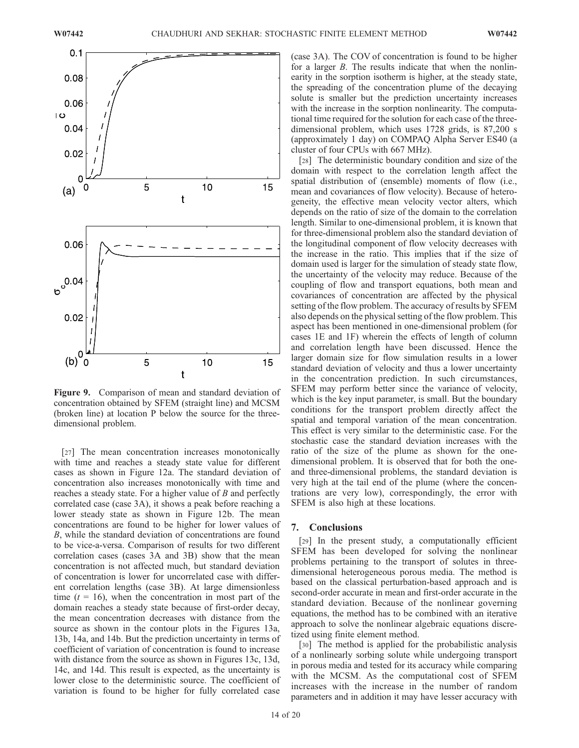**Figure 9.** Comparison of mean and standard deviation of concentration obtained by SFEM (straight line) and MCSM (broken line) at location P below the source for the three-dimensional problem.

[27] The mean concentration increases monotonically with time and reaches a steady state value for different cases as shown in Figure 12a. The standard deviation of concentration also increases monotonically with time and reaches a steady state. For a higher value of $B$ and perfectly correlated case (case 3A), it shows a peak before reaching a lower steady state as shown in Figure 12b. The mean concentrations are found to be higher for lower values of $B$, while the standard deviation of concentrations are found to be vice-a-versa. Comparison of results for two different correlation cases (cases 3A and 3B) show that the mean concentration is not affected much, but standard deviation of concentration is lower for uncorrelated case with different correlation lengths (case 3B). At large dimensionless time ($t$ = 16), when the concentration in most part of the domain reaches a steady state because of first-order decay, the mean concentration decreases with distance from the source as shown in the contour plots in the Figures 13a, 13b, 14a, and 14b. But the prediction uncertainty in terms of coefficient of variation of concentration is found to increase with distance from the source as shown in Figures 13c, 13d, 14c, and 14d. This result is expected, as the uncertainty is lower close to the deterministic source. The coefficient of variation is found to be higher for fully correlated case (case 3A). The COV of concentration is found to be higher for a larger $B$. The results indicate that when the nonlinearity in the sorption isotherm is higher, at the steady state, the spreading of the concentration plume of the decaying solute is smaller but the prediction uncertainty increases with the increase in the sorption nonlinearity. The computational time required for the solution for each case of the three-dimensional problem, which uses 1728 grids, is 87,200 s (approximately 1 day) on COMPAQ Alpha Server ES40 (a cluster of four CPUs with 667 MHz).

[28] The deterministic boundary condition and size of the domain with respect to the correlation length affect the spatial distribution of (ensemble) moments of flow (i.e., mean and covariances of flow velocity). Because of heterogeneity, the effective mean velocity vector alters, which depends on the ratio of size of the domain to the correlation length. Similar to one-dimensional problem, it is known that for three-dimensional problem also the standard deviation of the longitudinal component of flow velocity decreases with the increase in the ratio. This implies that if the size of domain used is larger for the simulation of steady state flow, the uncertainty of the velocity may reduce. Because of the coupling of flow and transport equations, both mean and covariances of concentration are affected by the physical setting of the flow problem. The accuracy of results by SFEM also depends on the physical setting of the flow problem. This aspect has been mentioned in one-dimensional problem (for cases 1E and 1F) wherein the effects of length of column and correlation length have been discussed. Hence the larger domain size for flow simulation results in a lower standard deviation of velocity and thus a lower uncertainty in the concentration prediction. In such circumstances, SFEM may perform better since the variance of velocity, which is the key input parameter, is small. But the boundary conditions for the transport problem directly affect the spatial and temporal variation of the mean concentration. This effect is very similar to the deterministic case. For the stochastic case the standard deviation increases with the ratio of the size of the plume as shown for the one-dimensional problem. It is observed that for both the one- and three-dimensional problems, the standard deviation is very high at the tail end of the plume (where the concentrations are very low), correspondingly, the error with SFEM is also high at these locations.

## 7. Conclusions

[29] In the present study, a computationally efficient SFEM has been developed for solving the nonlinear problems pertaining to the transport of solutes in three-dimensional heterogeneous porous media. The method is based on the classical perturbation-based approach and is second-order accurate in mean and first-order accurate in the standard deviation. Because of the nonlinear governing equations, the method has to be combined with an iterative approach to solve the nonlinear algebraic equations discretized using finite element method.

[30] The method is applied for the probabilistic analysis of a nonlinearly sorbing solute while undergoing transport in porous media and tested for its accuracy while comparing with the MCSM. As the computational cost of SFEM increases with the increase in the number of random parameters and in addition it may have lesser accuracy with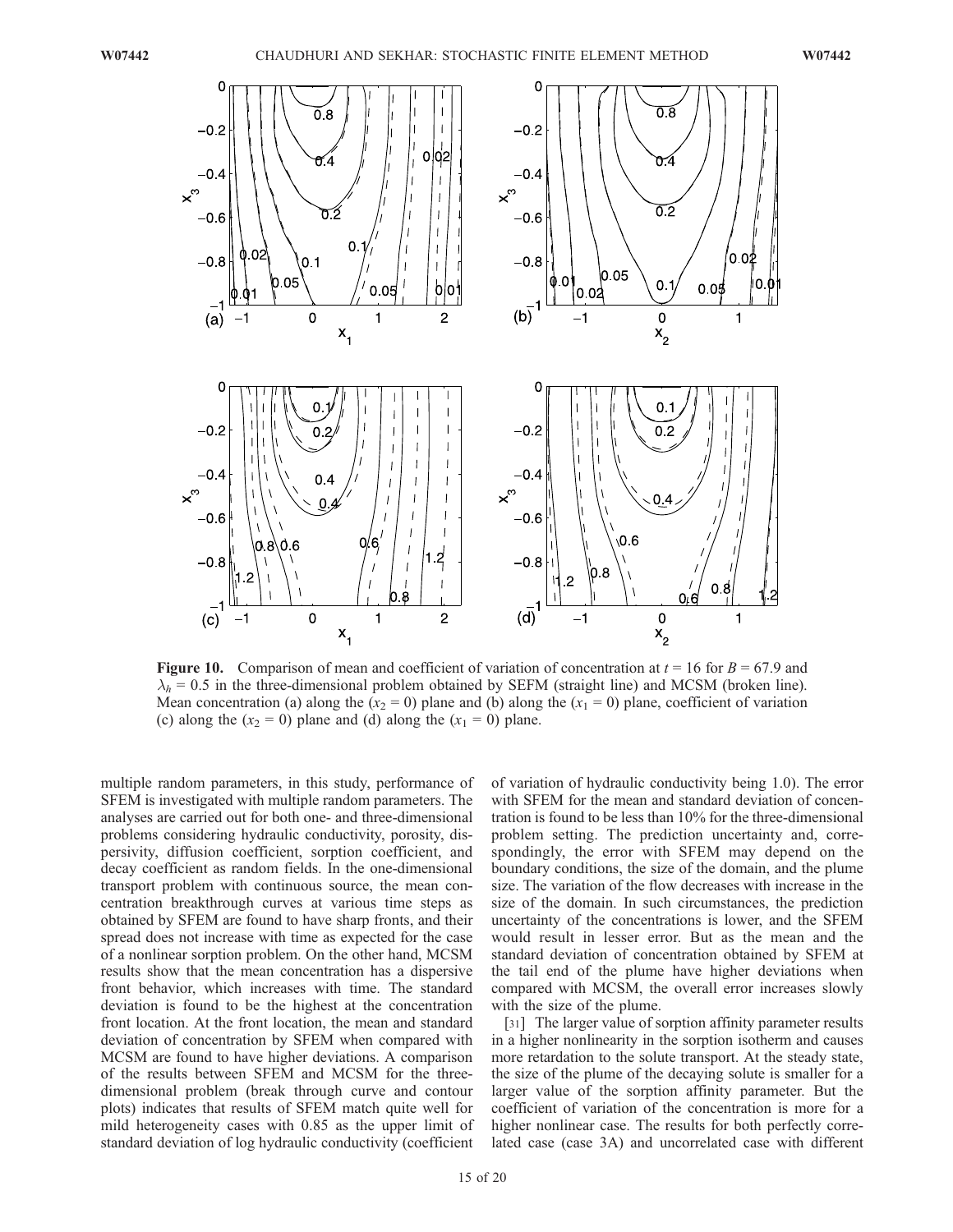(a)

0
−0.2
−0.4
−0.6
−0.8
−1

$x_3$

−1 0 1 2

$x_1$

0.8
0.4
0.2
0.1
0.02
0.05
0.01
0.02
0.1
0.05
0.01

(b)

0
−0.2
−0.4
−0.6
−0.8
−1

$x_3$

−1 0 1

$x_2$

0.8
0.4
0.2
0.01
0.02
0.05
0.1
0.05
0.02
0.01

(c)

0
−0.2
−0.4
−0.6
−0.8
−1

$x_3$

−1 0 1 2

$x_1$

0.1
0.2
0.4
0.4
0.8
0.6
0.6
1.2
1.2
0.8

(d)

0
−0.2
−0.4
−0.6
−0.8
−1

$x_3$

−1 0 1

$x_2$

0.1
0.2
0.4
0.6
1.2
0.8
0.6
0.8
1.2

**Figure 10.** Comparison of mean and coefficient of variation of concentration at $t = 16$ for $B = 67.9$ and $\lambda_h = 0.5$ in the three-dimensional problem obtained by SEFM (straight line) and MCSM (broken line). Mean concentration (a) along the ($x_2 = 0$) plane and (b) along the ($x_1 = 0$) plane, coefficient of variation (c) along the ($x_2 = 0$) plane and (d) along the ($x_1 = 0$) plane.

multiple random parameters, in this study, performance of SFEM is investigated with multiple random parameters. The analyses are carried out for both one- and three-dimensional problems considering hydraulic conductivity, porosity, dispersivity, diffusion coefficient, sorption coefficient, and decay coefficient as random fields. In the one-dimensional transport problem with continuous source, the mean concentration breakthrough curves at various time steps as obtained by SFEM are found to have sharp fronts, and their spread does not increase with time as expected for the case of a nonlinear sorption problem. On the other hand, MCSM results show that the mean concentration has a dispersive front behavior, which increases with time. The standard deviation is found to be the highest at the concentration front location. At the front location, the mean and standard deviation of concentration by SFEM when compared with MCSM are found to have higher deviations. A comparison of the results between SFEM and MCSM for the three-dimensional problem (break through curve and contour plots) indicates that results of SFEM match quite well for mild heterogeneity cases with 0.85 as the upper limit of standard deviation of log hydraulic conductivity (coefficient of variation of hydraulic conductivity being 1.0). The error with SFEM for the mean and standard deviation of concentration is found to be less than 10% for the three-dimensional problem setting. The prediction uncertainty and, correspondingly, the error with SFEM may depend on the boundary conditions, the size of the domain, and the plume size. The variation of the flow decreases with increase in the size of the domain. In such circumstances, the prediction uncertainty of the concentrations is lower, and the SFEM would result in lesser error. But as the mean and the standard deviation of concentration obtained by SFEM at the tail end of the plume have higher deviations when compared with MCSM, the overall error increases slowly with the size of the plume.

[31] The larger value of sorption affinity parameter results in a higher nonlinearity in the sorption isotherm and causes more retardation to the solute transport. At the steady state, the size of the plume of the decaying solute is smaller for a larger value of the sorption affinity parameter. But the coefficient of variation of the concentration is more for a higher nonlinear case. The results for both perfectly correlated case (case 3A) and uncorrelated case with different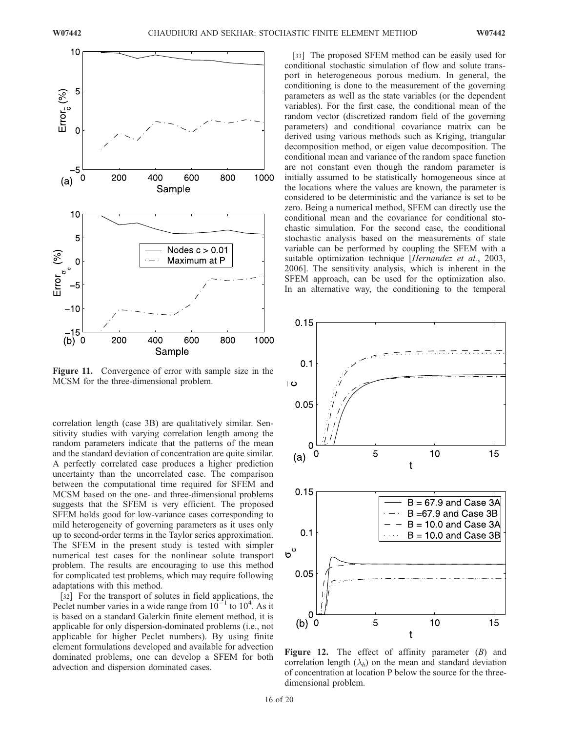Figure 11. Convergence of error with sample size in the MCSM for the three-dimensional problem.

correlation length (case 3B) are qualitatively similar. Sensitivity studies with varying correlation length among the random parameters indicate that the patterns of the mean and the standard deviation of concentration are quite similar. A perfectly correlated case produces a higher prediction uncertainty than the uncorrelated case. The comparison between the computational time required for SFEM and MCSM based on the one- and three-dimensional problems suggests that the SFEM is very efficient. The proposed SFEM holds good for low-variance cases corresponding to mild heterogeneity of governing parameters as it uses only up to second-order terms in the Taylor series approximation. The SFEM in the present study is tested with simpler numerical test cases for the nonlinear solute transport problem. The results are encouraging to use this method for complicated test problems, which may require following adaptations with this method.

[32] For the transport of solutes in field applications, the Peclet number varies in a wide range from $10^{-1}$ to $10^{4}$. As it is based on a standard Galerkin finite element method, it is applicable for only dispersion-dominated problems (i.e., not applicable for higher Peclet numbers). By using finite element formulations developed and available for advection dominated problems, one can develop a SFEM for both advection and dispersion dominated cases.

[33] The proposed SFEM method can be easily used for conditional stochastic simulation of flow and solute transport in heterogeneous porous medium. In general, the conditioning is done to the measurement of the governing parameters as well as the state variables (or the dependent variables). For the first case, the conditional mean of the random vector (discretized random field of the governing parameters) and conditional covariance matrix can be derived using various methods such as Kriging, triangular decomposition method, or eigen value decomposition. The conditional mean and variance of the random space function are not constant even though the random parameter is initially assumed to be statistically homogeneous since at the locations where the values are known, the parameter is considered to be deterministic and the variance is set to be zero. Being a numerical method, SFEM can directly use the conditional mean and the covariance for conditional stochastic simulation. For the second case, the conditional stochastic analysis based on the measurements of state variable can be performed by coupling the SFEM with a suitable optimization technique [*Hernandez et al.*, 2003, 2006]. The sensitivity analysis, which is inherent in the SFEM approach, can be used for the optimization also. In an alternative way, the conditioning to the temporal

Figure 12. The effect of affinity parameter ($B$) and correlation length ($\lambda_h$) on the mean and standard deviation of concentration at location P below the source for the three-dimensional problem.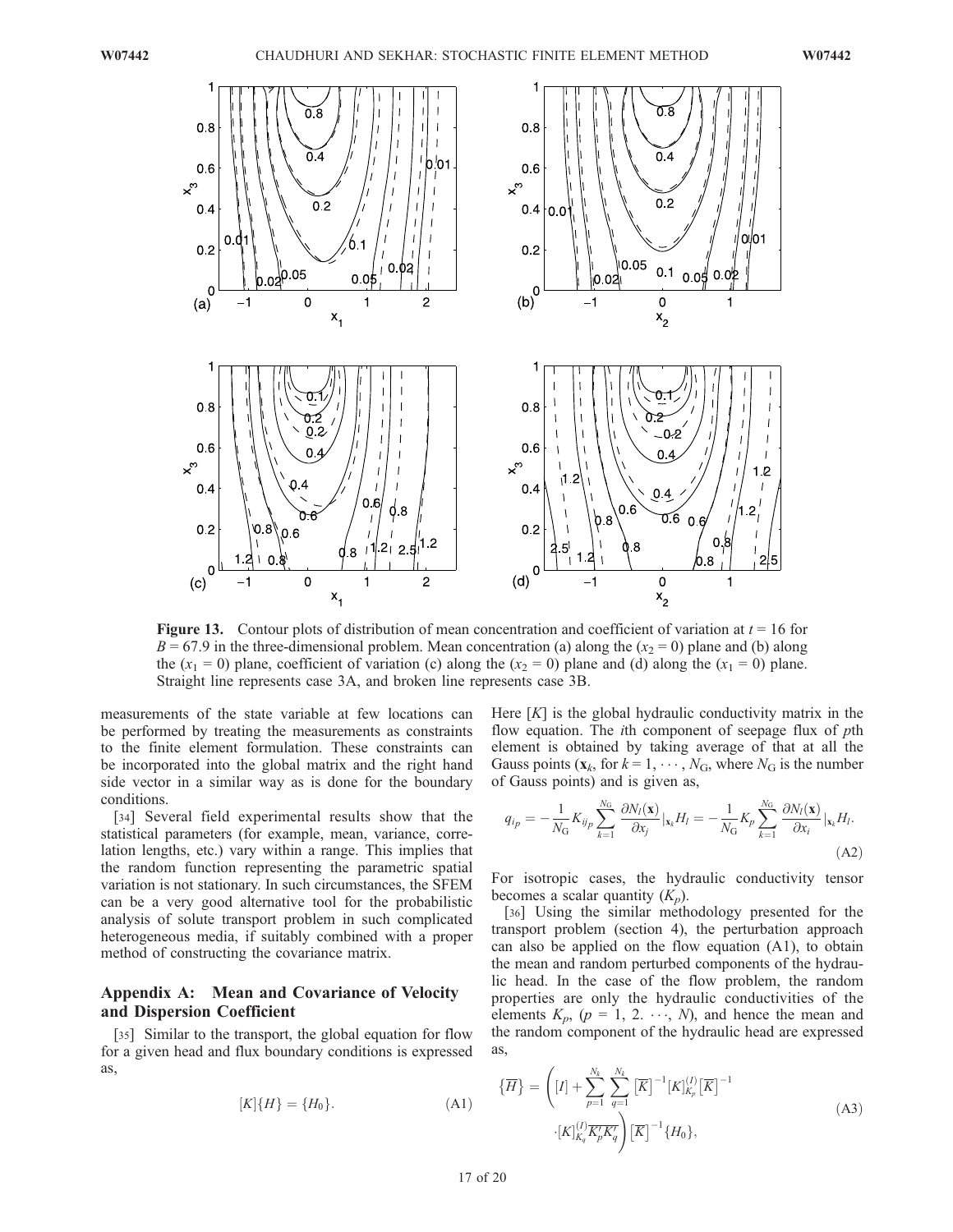**Figure 13.** Contour plots of distribution of mean concentration and coefficient of variation at $t = 16$ for $B = 67.9$ in the three-dimensional problem. Mean concentration (a) along the ($x_2 = 0$) plane and (b) along the ($x_1 = 0$) plane, coefficient of variation (c) along the ($x_2 = 0$) plane and (d) along the ($x_1 = 0$) plane. Straight line represents case 3A, and broken line represents case 3B.

measurements of the state variable at few locations can be performed by treating the measurements as constraints to the finite element formulation. These constraints can be incorporated into the global matrix and the right hand side vector in a similar way as is done for the boundary conditions.

[34] Several field experimental results show that the statistical parameters (for example, mean, variance, correlation lengths, etc.) vary within a range. This implies that the random function representing the parametric spatial variation is not stationary. In such circumstances, the SFEM can be a very good alternative tool for the probabilistic analysis of solute transport problem in such complicated heterogeneous media, if suitably combined with a proper method of constructing the covariance matrix.

## Appendix A: Mean and Covariance of Velocity and Dispersion Coefficient

[35] Similar to the transport, the global equation for flow for a given head and flux boundary conditions is expressed as,

$$[K]\{H\} = \{H_0\}. \tag{A1}$$

Here $[K]$ is the global hydraulic conductivity matrix in the flow equation. The $i$th component of seepage flux of $p$th element is obtained by taking average of that at all the Gauss points ($\mathbf{x}_k$, for $k = 1, \cdots, N_G$, where $N_G$ is the number of Gauss points) and is given as,

$$q_{i_p} = -\frac{1}{N_G} K_{ij_p} \sum_{k=1}^{N_G} \frac{\partial N_l(\mathbf{x})}{\partial x_j}\Big|_{\mathbf{x}_k} H_l = -\frac{1}{N_G} K_p \sum_{k=1}^{N_G} \frac{\partial N_l(\mathbf{x})}{\partial x_i}\Big|_{\mathbf{x}_k} H_l. \tag{A2}$$

For isotropic cases, the hydraulic conductivity tensor becomes a scalar quantity ($K_p$).

[36] Using the similar methodology presented for the transport problem (section 4), the perturbation approach can also be applied on the flow equation (A1), to obtain the mean and random perturbed components of the hydraulic head. In the case of the flow problem, the random properties are only the hydraulic conductivities of the elements $K_p$, ($p = 1, 2. \cdots, N$), and hence the mean and the random component of the hydraulic head are expressed as,

$$\{\overline{H}\} = \left([I] + \sum_{p=1}^{N_k}\sum_{q=1}^{N_k} \left[\overline{K}\right]^{-1}[K]_{K_p}^{(I)}\left[\overline{K}\right]^{-1} \cdot [K]_{K_q}^{(I)}\overline{K_p' K_q'}\right)\left[\overline{K}\right]^{-1}\{H_0\}, \tag{A3}$$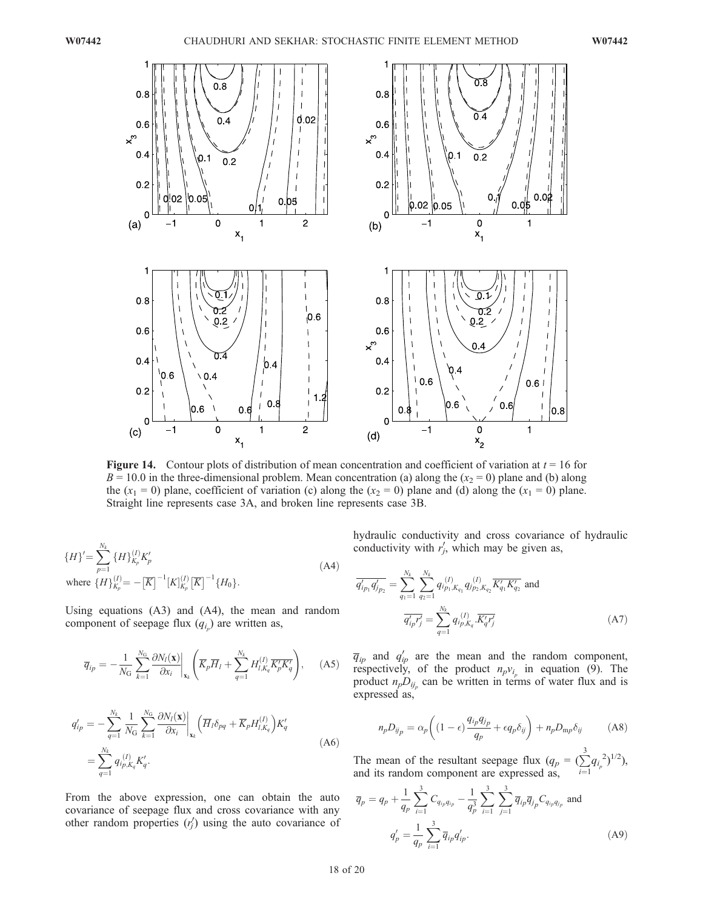**Figure 14.** Contour plots of distribution of mean concentration and coefficient of variation at $t = 16$ for $B = 10.0$ in the three-dimensional problem. Mean concentration (a) along the ($x_2 = 0$) plane and (b) along the ($x_1 = 0$) plane, coefficient of variation (c) along the ($x_2 = 0$) plane and (d) along the ($x_1 = 0$) plane. Straight line represents case 3A, and broken line represents case 3B.

$$
\{H\}' = \sum_{p=1}^{N_k} \{H\}_{K_p}^{(I)} K_p'
$$
$$
\text{where } \{H\}_{K_p}^{(I)} = -\left[\overline{K}\right]^{-1} [K]_{K_p}^{(I)} \left[\overline{K}\right]^{-1} \{H_0\}. \tag{A4}
$$

Using equations (A3) and (A4), the mean and random component of seepage flux ($q_{i_p}$) are written as,

$$
\overline{q}_{ip} = -\frac{1}{N_{\mathrm{G}}} \sum_{k=1}^{N_{\mathrm{G}}} \frac{\partial N_l(\mathbf{x})}{\partial x_i}\bigg|_{\mathbf{x}_k} \left( \overline{K}_p \overline{H}_l + \sum_{q=1}^{N_k} H_{l,K_q}^{(I)} \overline{K_p' K_q'} \right), \tag{A5}
$$

$$
\begin{aligned}
q_{ip}' &= -\sum_{q=1}^{N_k} \frac{1}{N_{\mathrm{G}}} \sum_{k=1}^{N_{\mathrm{G}}} \frac{\partial N_l(\mathbf{x})}{\partial x_i}\bigg|_{\mathbf{x}_k} \left( \overline{H}_l \delta_{pq} + \overline{K}_p H_{l,K_q}^{(I)} \right) K_q' \\
&= \sum_{q=1}^{N_k} q_{i_p,K_q}^{(I)} K_q'.
\end{aligned} \tag{A6}
$$

From the above expression, one can obtain the auto covariance of seepage flux and cross covariance with any other random properties ($r_j'$) using the auto covariance of hydraulic conductivity and cross covariance of hydraulic conductivity with $r_j'$, which may be given as,

$$
\overline{q_{ip_1}' q_{jp_2}'} = \sum_{q_1=1}^{N_k} \sum_{q_2=1}^{N_k} q_{ip_1,K_{q_1}}^{(I)} q_{jp_2,K_{q_2}}^{(I)} \overline{K_{q_1}' K_{q_2}'} \text{ and}
$$
$$
\overline{q_{ip}' r_j'} = \sum_{q=1}^{N_k} q_{ip,K_q}^{(I)} \overline{K_q' r_j'} \tag{A7}
$$

$\overline{q}_{ip}$ and $q_{ip}'$ are the mean and the random component, respectively, of the product $n_p v_{i_p}$ in equation (9). The product $n_p D_{ij_p}$ can be written in terms of water flux and is expressed as,

$$
n_p D_{ij_p} = \alpha_p \left( (1-\epsilon) \frac{q_{ip} q_{jp}}{q_p} + \epsilon q_p \delta_{ij} \right) + n_p D_{\mathrm{m}p} \delta_{ij} \tag{A8}
$$

The mean of the resultant seepage flux ($q_p = (\sum_{i=1}^{3} q_{i_p}^2)^{1/2}$), and its random component are expressed as,

$$
\overline{q}_p = q_p + \frac{1}{q_p} \sum_{i=1}^{3} C_{q_{ip} q_{ip}} - \frac{1}{q_p^3} \sum_{i=1}^{3} \sum_{j=1}^{3} \overline{q}_{ip} \overline{q}_{jp} C_{q_{ip} q_{jp}} \text{ and}
$$
$$
q_p' = \frac{1}{q_p} \sum_{i=1}^{3} \overline{q}_{ip} q_{ip}'. \tag{A9}
$$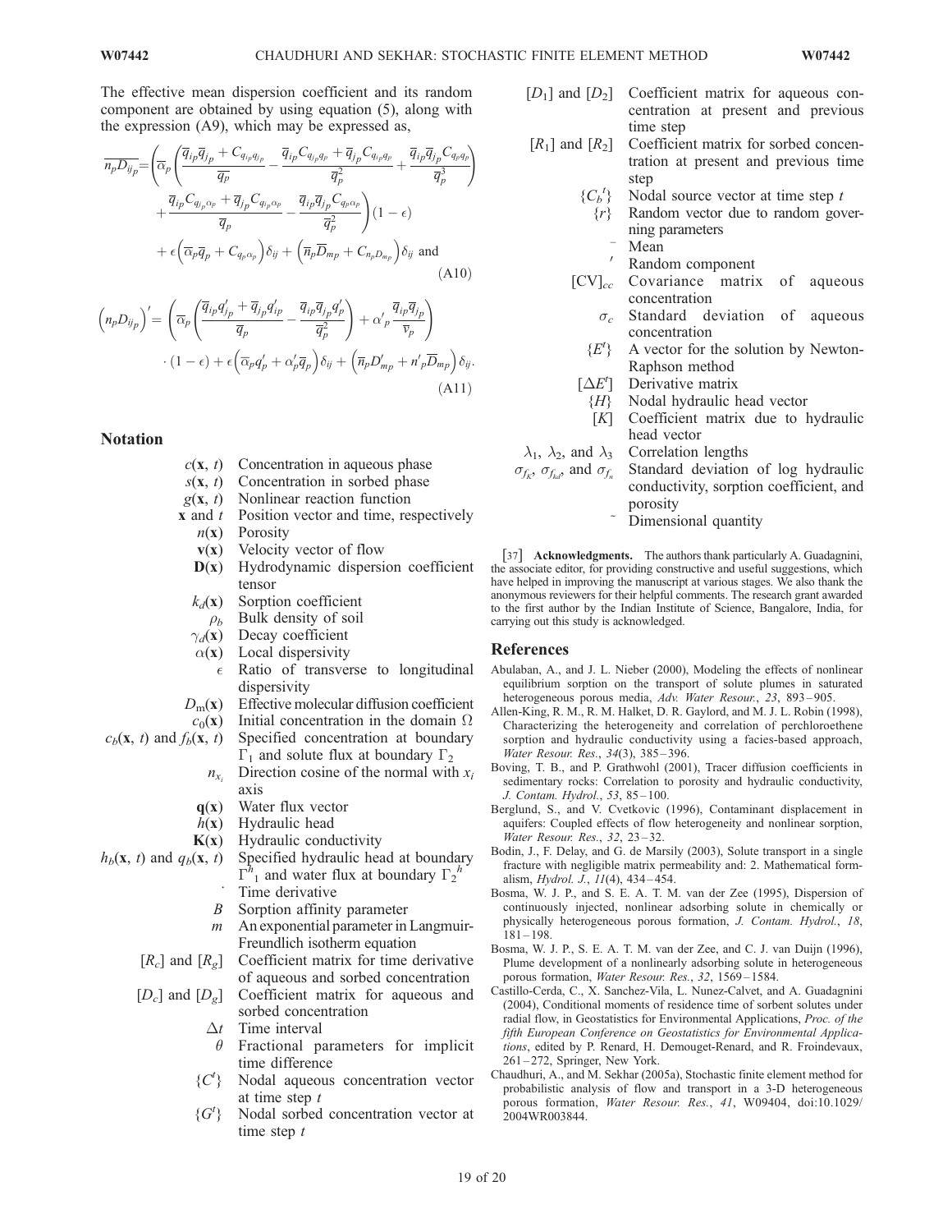The effective mean dispersion coefficient and its random component are obtained by using equation (5), along with the expression (A9), which may be expressed as,

$$
\begin{aligned}
\overline{n_p D_{ij_p}} = & \left( \overline{\alpha}_p \left( \frac{\overline{q}_{ip}\overline{q}_{jp} + C_{q_{ip}q_{jp}}}{\overline{q}_p} - \frac{\overline{q}_{ip} C_{q_{jp}q_p} + \overline{q}_{jp} C_{q_{ip}q_p}}{\overline{q}_p^2} + \frac{\overline{q}_{ip}\overline{q}_{jp} C_{q_p q_p}}{\overline{q}_p^3} \right) \right. \\
& \left. + \frac{\overline{q}_{ip} C_{q_{jp}\alpha_p} + \overline{q}_{jp} C_{q_{ip}\alpha_p}}{\overline{q}_p} - \frac{\overline{q}_{ip}\overline{q}_{jp} C_{q_p \alpha_p}}{\overline{q}_p^2} \right) (1-\epsilon) \\
& + \epsilon \left( \overline{\alpha}_p \overline{q}_p + C_{q_p\alpha_p} \right) \delta_{ij} + \left( \overline{n}_p \overline{D}_{mp} + C_{n_p D_{mp}} \right) \delta_{ij} \text{ and}
\end{aligned}
\tag{A10}
$$

$$
\begin{aligned}
\left( n_p D_{ij_p} \right)' = & \left( \overline{\alpha}_p \left( \frac{\overline{q}_{ip} q'_{jp} + \overline{q}_{jp} q'_{ip}}{\overline{q}_p} - \frac{\overline{q}_{ip}\overline{q}_{jp} q'_p}{\overline{q}_p^2} \right) + \alpha'_p \frac{\overline{q}_{ip}\overline{q}_{jp}}{\overline{v}_p} \right) \\
& \cdot (1-\epsilon) + \epsilon \left( \overline{\alpha}_p q'_p + \alpha'_p \overline{q}_p \right) \delta_{ij} + \left( \overline{n}_p D'_{mp} + n'_p \overline{D}_{mp} \right) \delta_{ij}.
\end{aligned}
\tag{A11}
$$

## Notation

- $c(\mathbf{x}, t)$ Concentration in aqueous phase
- $s(\mathbf{x}, t)$ Concentration in sorbed phase
- $g(\mathbf{x}, t)$ Nonlinear reaction function
- $\mathbf{x}$ and $t$ Position vector and time, respectively
- $n(\mathbf{x})$ Porosity
- $\mathbf{v}(\mathbf{x})$ Velocity vector of flow
- $\mathbf{D}(\mathbf{x})$ Hydrodynamic dispersion coefficient tensor
- $k_d(\mathbf{x})$ Sorption coefficient
- $\rho_b$ Bulk density of soil
- $\gamma_d(\mathbf{x})$ Decay coefficient
- $\alpha(\mathbf{x})$ Local dispersivity
- $\epsilon$ Ratio of transverse to longitudinal dispersivity
- $D_m(\mathbf{x})$ Effective molecular diffusion coefficient
- $c_0(\mathbf{x})$ Initial concentration in the domain $\Omega$
- $c_b(\mathbf{x}, t)$ and $f_b(\mathbf{x}, t)$ Specified concentration at boundary $\Gamma_1$ and solute flux at boundary $\Gamma_2$
- $n_{x_i}$ Direction cosine of the normal with $x_i$ axis
- $\mathbf{q}(\mathbf{x})$ Water flux vector
- $h(\mathbf{x})$ Hydraulic head
- $\mathbf{K}(\mathbf{x})$ Hydraulic conductivity
- $h_b(\mathbf{x}, t)$ and $q_b(\mathbf{x}, t)$ Specified hydraulic head at boundary $\Gamma^h_1$ and water flux at boundary $\Gamma_2{}^h$
- $\dot{}$ Time derivative
- $B$ Sorption affinity parameter
- $m$ An exponential parameter in Langmuir-Freundlich isotherm equation
- $[R_c]$ and $[R_g]$ Coefficient matrix for time derivative of aqueous and sorbed concentration
- $[D_c]$ and $[D_g]$ Coefficient matrix for aqueous and sorbed concentration
- $\Delta t$ Time interval
- $\theta$ Fractional parameters for implicit time difference
- $\{C^t\}$ Nodal aqueous concentration vector at time step $t$
- $\{G^t\}$ Nodal sorbed concentration vector at time step $t$
- $[D_1]$ and $[D_2]$ Coefficient matrix for aqueous concentration at present and previous time step
- $[R_1]$ and $[R_2]$ Coefficient matrix for sorbed concentration at present and previous time step
- $\{C_b{}^t\}$ Nodal source vector at time step $t$
- $\{r\}$ Random vector due to random governing parameters
- $\bar{}$ Mean
- $'$ Random component
- $[\mathrm{CV}]_{cc}$ Covariance matrix of aqueous concentration
- $\sigma_c$ Standard deviation of aqueous concentration
- $\{E^t\}$ A vector for the solution by Newton-Raphson method
- $[\Delta E^t]$ Derivative matrix
- $\{H\}$ Nodal hydraulic head vector
- $[K]$ Coefficient matrix due to hydraulic head vector
- $\lambda_1$, $\lambda_2$, and $\lambda_3$ Correlation lengths
- $\sigma_{f_K}$, $\sigma_{f_{kd}}$, and $\sigma_{f_n}$ Standard deviation of log hydraulic conductivity, sorption coefficient, and porosity
- $\tilde{}$ Dimensional quantity

[37] **Acknowledgments.** The authors thank particularly A. Guadagnini, the associate editor, for providing constructive and useful suggestions, which have helped in improving the manuscript at various stages. We also thank the anonymous reviewers for their helpful comments. The research grant awarded to the first author by the Indian Institute of Science, Bangalore, India, for carrying out this study is acknowledged.

## References

Abulaban, A., and J. L. Nieber (2000), Modeling the effects of nonlinear equilibrium sorption on the transport of solute plumes in saturated heterogeneous porous media, *Adv. Water Resour.*, *23*, 893–905.

Allen-King, R. M., R. M. Halket, D. R. Gaylord, and M. J. L. Robin (1998), Characterizing the heterogeneity and correlation of perchloroethene sorption and hydraulic conductivity using a facies-based approach, *Water Resour. Res.*, *34*(3), 385–396.

Boving, T. B., and P. Grathwohl (2001), Tracer diffusion coefficients in sedimentary rocks: Correlation to porosity and hydraulic conductivity, *J. Contam. Hydrol.*, *53*, 85–100.

Berglund, S., and V. Cvetkovic (1996), Contaminant displacement in aquifers: Coupled effects of flow heterogeneity and nonlinear sorption, *Water Resour. Res.*, *32*, 23–32.

Bodin, J., F. Delay, and G. de Marsily (2003), Solute transport in a single fracture with negligible matrix permeability and: 2. Mathematical formalism, *Hydrol. J.*, *11*(4), 434–454.

Bosma, W. J. P., and S. E. A. T. M. van der Zee (1995), Dispersion of continuously injected, nonlinear adsorbing solute in chemically or physically heterogeneous porous formation, *J. Contam. Hydrol.*, *18*, 181–198.

Bosma, W. J. P., S. E. A. T. M. van der Zee, and C. J. van Duijn (1996), Plume development of a nonlinearly adsorbing solute in heterogeneous porous formation, *Water Resour. Res.*, *32*, 1569–1584.

Castillo-Cerda, C., X. Sanchez-Vila, L. Nunez-Calvet, and A. Guadagnini (2004), Conditional moments of residence time of sorbent solutes under radial flow, in Geostatistics for Environmental Applications, *Proc. of the fifth European Conference on Geostatistics for Environmental Applications*, edited by P. Renard, H. Demouget-Renard, and R. Froindevaux, 261–272, Springer, New York.

Chaudhuri, A., and M. Sekhar (2005a), Stochastic finite element method for probabilistic analysis of flow and transport in a 3-D heterogeneous porous formation, *Water Resour. Res.*, *41*, W09404, doi:10.1029/2004WR003844.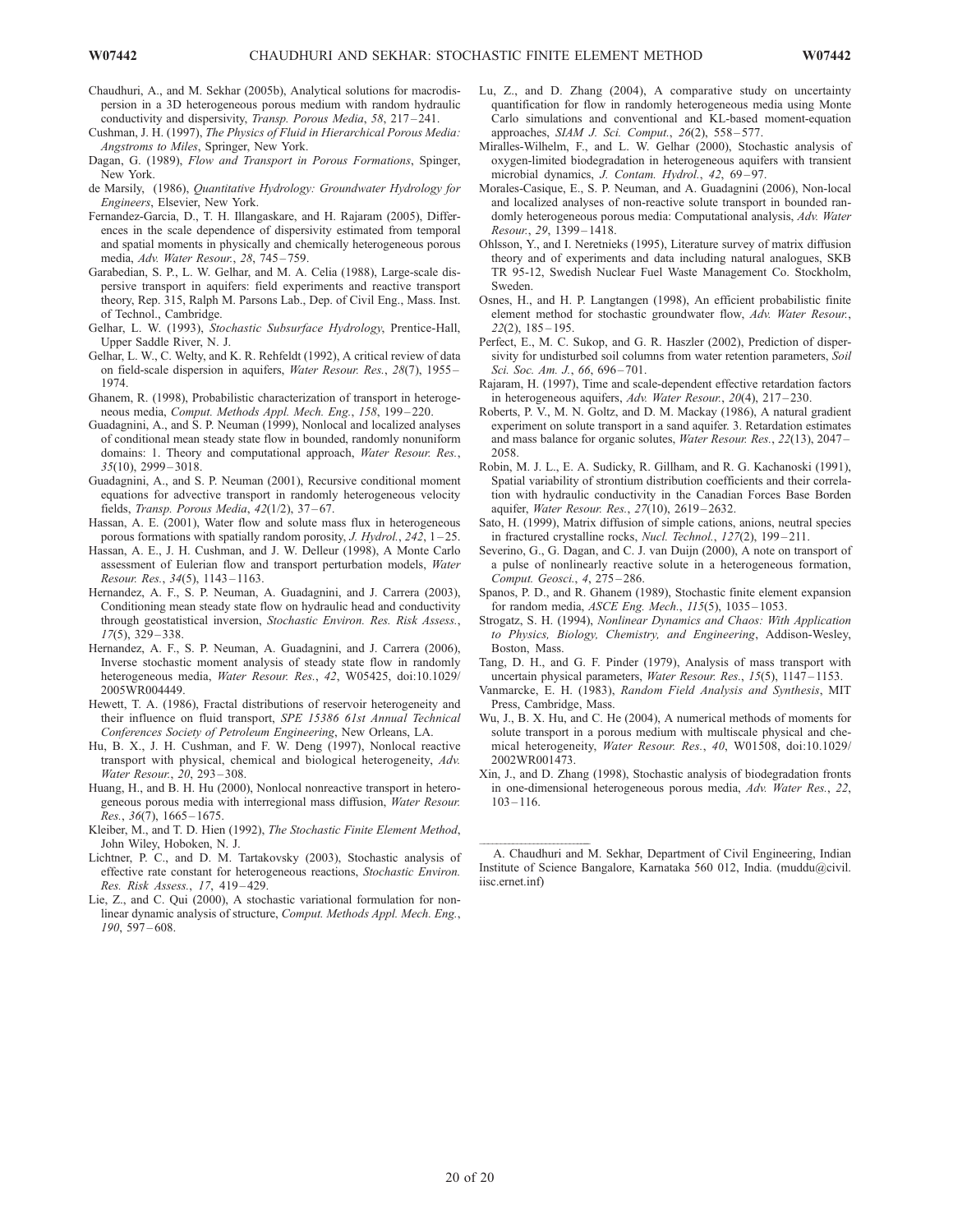Chaudhuri, A., and M. Sekhar (2005b), Analytical solutions for macrodispersion in a 3D heterogeneous porous medium with random hydraulic conductivity and dispersivity, *Transp. Porous Media*, *58*, 217–241.

Cushman, J. H. (1997), *The Physics of Fluid in Hierarchical Porous Media: Angstroms to Miles*, Springer, New York.

Dagan, G. (1989), *Flow and Transport in Porous Formations*, Spinger, New York.

de Marsily, (1986), *Quantitative Hydrology: Groundwater Hydrology for Engineers*, Elsevier, New York.

Fernandez-Garcia, D., T. H. Illangaskare, and H. Rajaram (2005), Differences in the scale dependence of dispersivity estimated from temporal and spatial moments in physically and chemically heterogeneous porous media, *Adv. Water Resour.*, *28*, 745–759.

Garabedian, S. P., L. W. Gelhar, and M. A. Celia (1988), Large-scale dispersive transport in aquifers: field experiments and reactive transport theory, Rep. 315, Ralph M. Parsons Lab., Dep. of Civil Eng., Mass. Inst. of Technol., Cambridge.

Gelhar, L. W. (1993), *Stochastic Subsurface Hydrology*, Prentice-Hall, Upper Saddle River, N. J.

Gelhar, L. W., C. Welty, and K. R. Rehfeldt (1992), A critical review of data on field-scale dispersion in aquifers, *Water Resour. Res.*, *28*(7), 1955–1974.

Ghanem, R. (1998), Probabilistic characterization of transport in heterogeneous media, *Comput. Methods Appl. Mech. Eng.*, *158*, 199–220.

Guadagnini, A., and S. P. Neuman (1999), Nonlocal and localized analyses of conditional mean steady state flow in bounded, randomly nonuniform domains: 1. Theory and computational approach, *Water Resour. Res.*, *35*(10), 2999–3018.

Guadagnini, A., and S. P. Neuman (2001), Recursive conditional moment equations for advective transport in randomly heterogeneous velocity fields, *Transp. Porous Media*, *42*(1/2), 37–67.

Hassan, A. E. (2001), Water flow and solute mass flux in heterogeneous porous formations with spatially random porosity, *J. Hydrol.*, *242*, 1–25.

Hassan, A. E., J. H. Cushman, and J. W. Delleur (1998), A Monte Carlo assessment of Eulerian flow and transport perturbation models, *Water Resour. Res.*, *34*(5), 1143–1163.

Hernandez, A. F., S. P. Neuman, A. Guadagnini, and J. Carrera (2003), Conditioning mean steady state flow on hydraulic head and conductivity through geostatistical inversion, *Stochastic Environ. Res. Risk Assess.*, *17*(5), 329–338.

Hernandez, A. F., S. P. Neuman, A. Guadagnini, and J. Carrera (2006), Inverse stochastic moment analysis of steady state flow in randomly heterogeneous media, *Water Resour. Res.*, *42*, W05425, doi:10.1029/2005WR004449.

Hewett, T. A. (1986), Fractal distributions of reservoir heterogeneity and their influence on fluid transport, *SPE 15386 61st Annual Technical Conferences Society of Petroleum Engineering*, New Orleans, LA.

Hu, B. X., J. H. Cushman, and F. W. Deng (1997), Nonlocal reactive transport with physical, chemical and biological heterogeneity, *Adv. Water Resour.*, *20*, 293–308.

Huang, H., and B. H. Hu (2000), Nonlocal nonreactive transport in heterogeneous porous media with interregional mass diffusion, *Water Resour. Res.*, *36*(7), 1665–1675.

Kleiber, M., and T. D. Hien (1992), *The Stochastic Finite Element Method*, John Wiley, Hoboken, N. J.

Lichtner, P. C., and D. M. Tartakovsky (2003), Stochastic analysis of effective rate constant for heterogeneous reactions, *Stochastic Environ. Res. Risk Assess.*, *17*, 419–429.

Lie, Z., and C. Qui (2000), A stochastic variational formulation for nonlinear dynamic analysis of structure, *Comput. Methods Appl. Mech. Eng.*, *190*, 597–608.

Lu, Z., and D. Zhang (2004), A comparative study on uncertainty quantification for flow in randomly heterogeneous media using Monte Carlo simulations and conventional and KL-based moment-equation approaches, *SIAM J. Sci. Comput.*, *26*(2), 558–577.

Miralles-Wilhelm, F., and L. W. Gelhar (2000), Stochastic analysis of oxygen-limited biodegradation in heterogeneous aquifers with transient microbial dynamics, *J. Contam. Hydrol.*, *42*, 69–97.

Morales-Casique, E., S. P. Neuman, and A. Guadagnini (2006), Non-local and localized analyses of non-reactive solute transport in bounded randomly heterogeneous porous media: Computational analysis, *Adv. Water Resour.*, *29*, 1399–1418.

Ohlsson, Y., and I. Neretnieks (1995), Literature survey of matrix diffusion theory and of experiments and data including natural analogues, SKB TR 95-12, Swedish Nuclear Fuel Waste Management Co. Stockholm, Sweden.

Osnes, H., and H. P. Langtangen (1998), An efficient probabilistic finite element method for stochastic groundwater flow, *Adv. Water Resour.*, *22*(2), 185–195.

Perfect, E., M. C. Sukop, and G. R. Haszler (2002), Prediction of dispersivity for undisturbed soil columns from water retention parameters, *Soil Sci. Soc. Am. J.*, *66*, 696–701.

Rajaram, H. (1997), Time and scale-dependent effective retardation factors in heterogeneous aquifers, *Adv. Water Resour.*, *20*(4), 217–230.

Roberts, P. V., M. N. Goltz, and D. M. Mackay (1986), A natural gradient experiment on solute transport in a sand aquifer. 3. Retardation estimates and mass balance for organic solutes, *Water Resour. Res.*, *22*(13), 2047–2058.

Robin, M. J. L., E. A. Sudicky, R. Gillham, and R. G. Kachanoski (1991), Spatial variability of strontium distribution coefficients and their correlation with hydraulic conductivity in the Canadian Forces Base Borden aquifer, *Water Resour. Res.*, *27*(10), 2619–2632.

Sato, H. (1999), Matrix diffusion of simple cations, anions, neutral species in fractured crystalline rocks, *Nucl. Technol.*, *127*(2), 199–211.

Severino, G., G. Dagan, and C. J. van Duijn (2000), A note on transport of a pulse of nonlinearly reactive solute in a heterogeneous formation, *Comput. Geosci.*, *4*, 275–286.

Spanos, P. D., and R. Ghanem (1989), Stochastic finite element expansion for random media, *ASCE Eng. Mech.*, *115*(5), 1035–1053.

Strogatz, S. H. (1994), *Nonlinear Dynamics and Chaos: With Application to Physics, Biology, Chemistry, and Engineering*, Addison-Wesley, Boston, Mass.

Tang, D. H., and G. F. Pinder (1979), Analysis of mass transport with uncertain physical parameters, *Water Resour. Res.*, *15*(5), 1147–1153.

Vanmarcke, E. H. (1983), *Random Field Analysis and Synthesis*, MIT Press, Cambridge, Mass.

Wu, J., B. X. Hu, and C. He (2004), A numerical methods of moments for solute transport in a porous medium with multiscale physical and chemical heterogeneity, *Water Resour. Res.*, *40*, W01508, doi:10.1029/2002WR001473.

Xin, J., and D. Zhang (1998), Stochastic analysis of biodegradation fronts in one-dimensional heterogeneous porous media, *Adv. Water Res.*, *22*, 103–116.

---

A. Chaudhuri and M. Sekhar, Department of Civil Engineering, Indian Institute of Science Bangalore, Karnataka 560 012, India. (muddu@civil.iisc.ernet.inf)